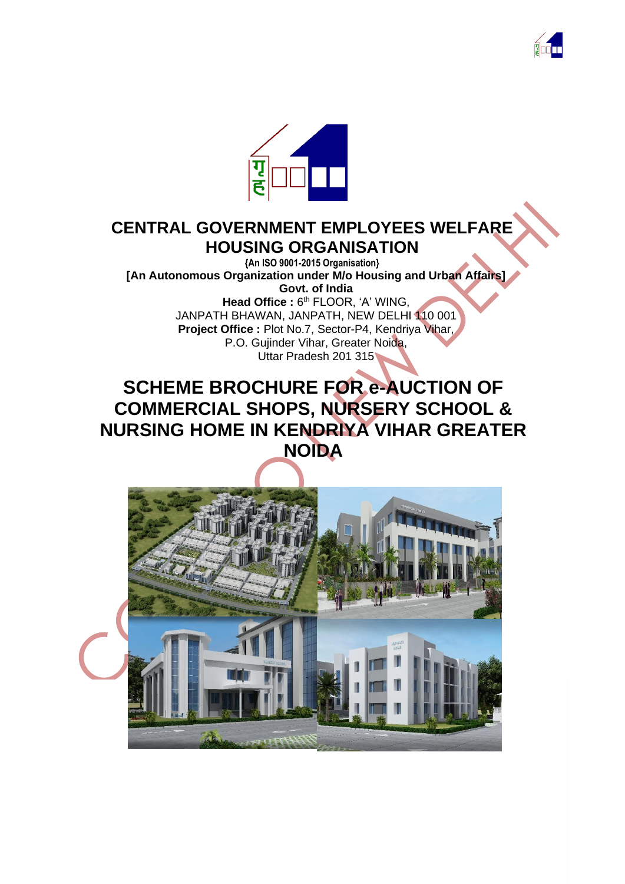# CENTRAL GOVERNMENT EMPLOYEES WELFARE HOUSING ORGANISATION

**{An ISO 9001-2015 Organisation}**

**[An Autonomous Organization under M/o Housing and Urban Affairs]**

**Govt. of India**

**Head Office :** 6th FLOOR, 'A' WING,
JANPATH BHAWAN, JANPATH, NEW DELHI 110 001

**Project Office :** Plot No.7, Sector-P4, Kendriya Vihar,
P.O. Gujinder Vihar, Greater Noida,
Uttar Pradesh 201 315

# SCHEME BROCHURE FOR e-AUCTION OF COMMERCIAL SHOPS, NURSERY SCHOOL & NURSING HOME IN KENDRIYA VIHAR GREATER NOIDA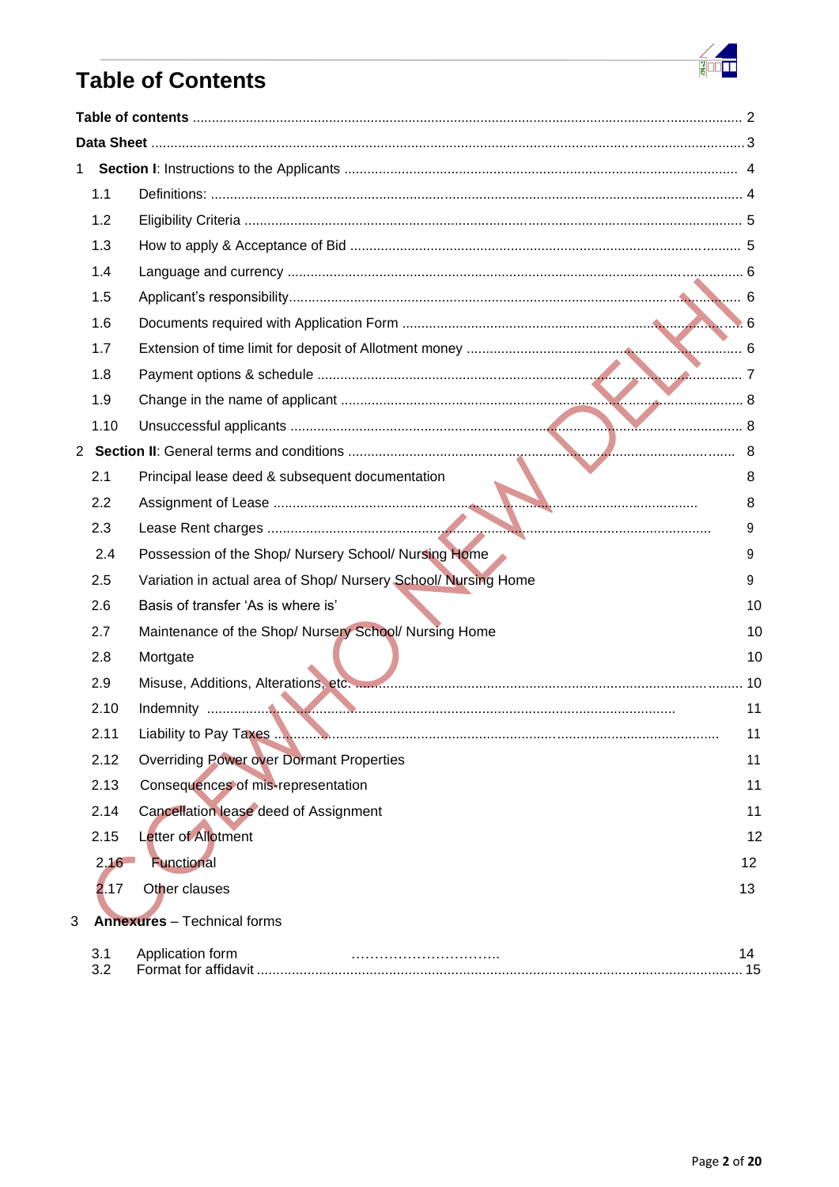# Table of Contents

| | | |
|---|---|---|
| **Table of contents** | | 2 |
| **Data Sheet** | | 3 |
| 1 | **Section I**: Instructions to the Applicants | 4 |
| 1.1 | Definitions: | 4 |
| 1.2 | Eligibility Criteria | 5 |
| 1.3 | How to apply & Acceptance of Bid | 5 |
| 1.4 | Language and currency | 6 |
| 1.5 | Applicant's responsibility | 6 |
| 1.6 | Documents required with Application Form | 6 |
| 1.7 | Extension of time limit for deposit of Allotment money | 6 |
| 1.8 | Payment options & schedule | 7 |
| 1.9 | Change in the name of applicant | 8 |
| 1.10 | Unsuccessful applicants | 8 |
| 2 | **Section II**: General terms and conditions | 8 |
| 2.1 | Principal lease deed & subsequent documentation | 8 |
| 2.2 | Assignment of Lease | 8 |
| 2.3 | Lease Rent charges | 9 |
| 2.4 | Possession of the Shop/ Nursery School/ Nursing Home | 9 |
| 2.5 | Variation in actual area of Shop/ Nursery School/ Nursing Home | 9 |
| 2.6 | Basis of transfer 'As is where is' | 10 |
| 2.7 | Maintenance of the Shop/ Nursery School/ Nursing Home | 10 |
| 2.8 | Mortgate | 10 |
| 2.9 | Misuse, Additions, Alterations, etc. | 10 |
| 2.10 | Indemnity | 11 |
| 2.11 | Liability to Pay Taxes | 11 |
| 2.12 | Overriding Power over Dormant Properties | 11 |
| 2.13 | Consequences of mis-representation | 11 |
| 2.14 | Cancellation lease deed of Assignment | 11 |
| 2.15 | Letter of Allotment | 12 |
| 2.16 | Functional | 12 |
| 2.17 | Other clauses | 13 |
| 3 | **Annexures** – Technical forms | |
| 3.1 | Application form | 14 |
| 3.2 | Format for affidavit | 15 |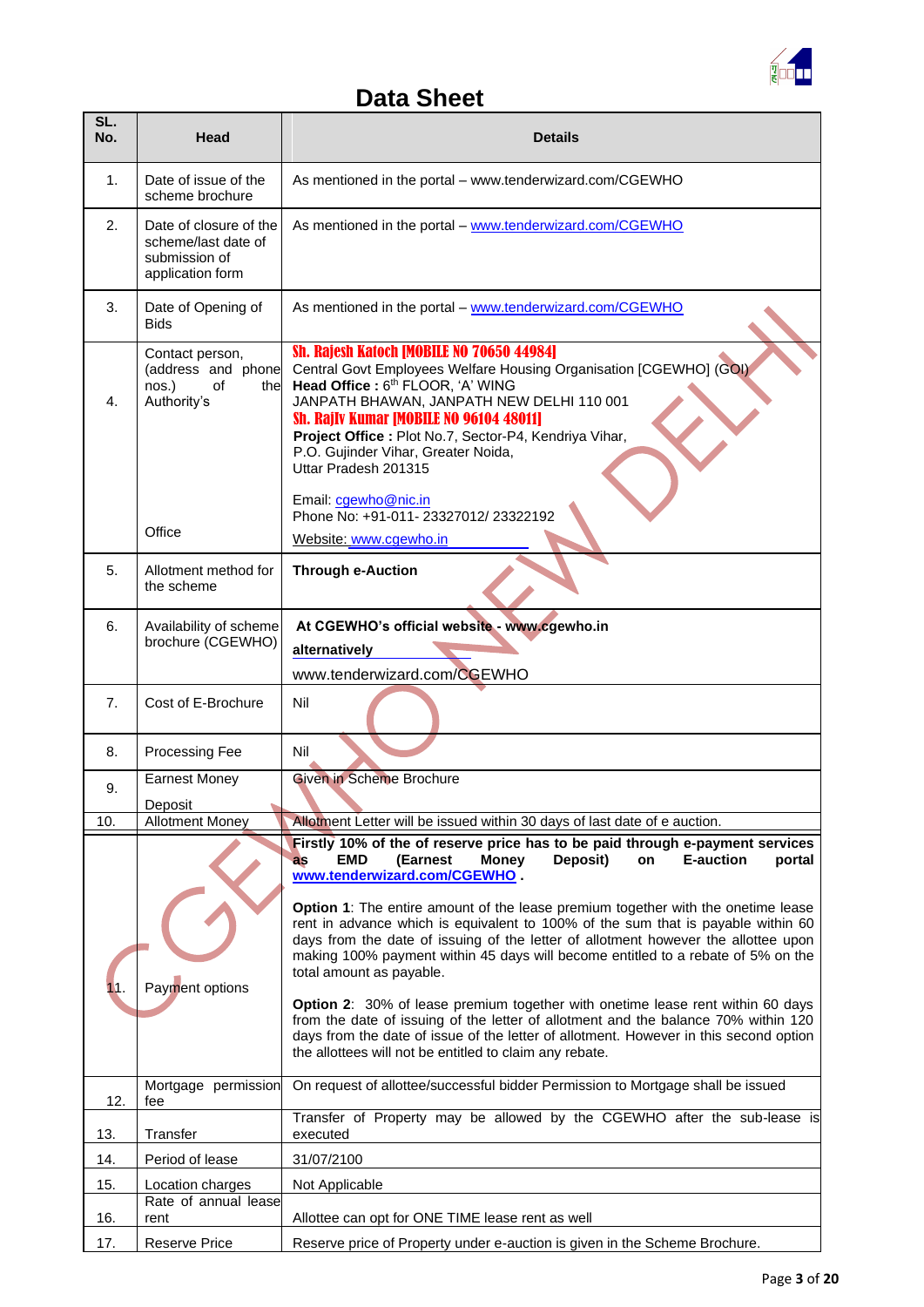# Data Sheet

| SL. No. | Head | Details |
|---|---|---|
| 1. | Date of issue of the scheme brochure | As mentioned in the portal – www.tenderwizard.com/CGEWHO |
| 2. | Date of closure of the scheme/last date of submission of application form | As mentioned in the portal – www.tenderwizard.com/CGEWHO |
| 3. | Date of Opening of Bids | As mentioned in the portal – www.tenderwizard.com/CGEWHO |
| 4. | Contact person, (address and phone nos.) of the Authority's Office | **Sh. Rajesh Katoch [MOBILE NO 70650 44984]** Central Govt Employees Welfare Housing Organisation [CGEWHO] (GOI) **Head Office :** 6th FLOOR, 'A' WING JANPATH BHAWAN, JANPATH NEW DELHI 110 001 **Sh. Rajiv Kumar [MOBILE NO 96104 48011]** **Project Office :** Plot No.7, Sector-P4, Kendriya Vihar, P.O. Gujinder Vihar, Greater Noida, Uttar Pradesh 201315<br><br>Email: cgewho@nic.in<br>Phone No: +91-011- 23327012/ 23322192<br>Website: www.cgewho.in |
| 5. | Allotment method for the scheme | **Through e-Auction** |
| 6. | Availability of scheme brochure (CGEWHO) | **At CGEWHO's official website - www.cgewho.in**<br>**alternatively**<br>www.tenderwizard.com/CGEWHO |
| 7. | Cost of E-Brochure | Nil |
| 8. | Processing Fee | Nil |
| 9. | Earnest Money Deposit | Given in Scheme Brochure |
| 10. | Allotment Money | Allotment Letter will be issued within 30 days of last date of e auction. |
| 11. | Payment options | **Firstly 10% of the of reserve price has to be paid through e-payment services as EMD (Earnest Money Deposit) on E-auction portal www.tenderwizard.com/CGEWHO .**<br><br>**Option 1**: The entire amount of the lease premium together with the onetime lease rent in advance which is equivalent to 100% of the sum that is payable within 60 days from the date of issuing of the letter of allotment however the allottee upon making 100% payment within 45 days will become entitled to a rebate of 5% on the total amount as payable.<br><br>**Option 2**: 30% of lease premium together with onetime lease rent within 60 days from the date of issuing of the letter of allotment and the balance 70% within 120 days from the date of issue of the letter of allotment. However in this second option the allottees will not be entitled to claim any rebate. |
| 12. | Mortgage permission fee | On request of allottee/successful bidder Permission to Mortgage shall be issued |
| 13. | Transfer | Transfer of Property may be allowed by the CGEWHO after the sub-lease is executed |
| 14. | Period of lease | 31/07/2100 |
| 15. | Location charges | Not Applicable |
| 16. | Rate of annual lease rent | Allottee can opt for ONE TIME lease rent as well |
| 17. | Reserve Price | Reserve price of Property under e-auction is given in the Scheme Brochure. |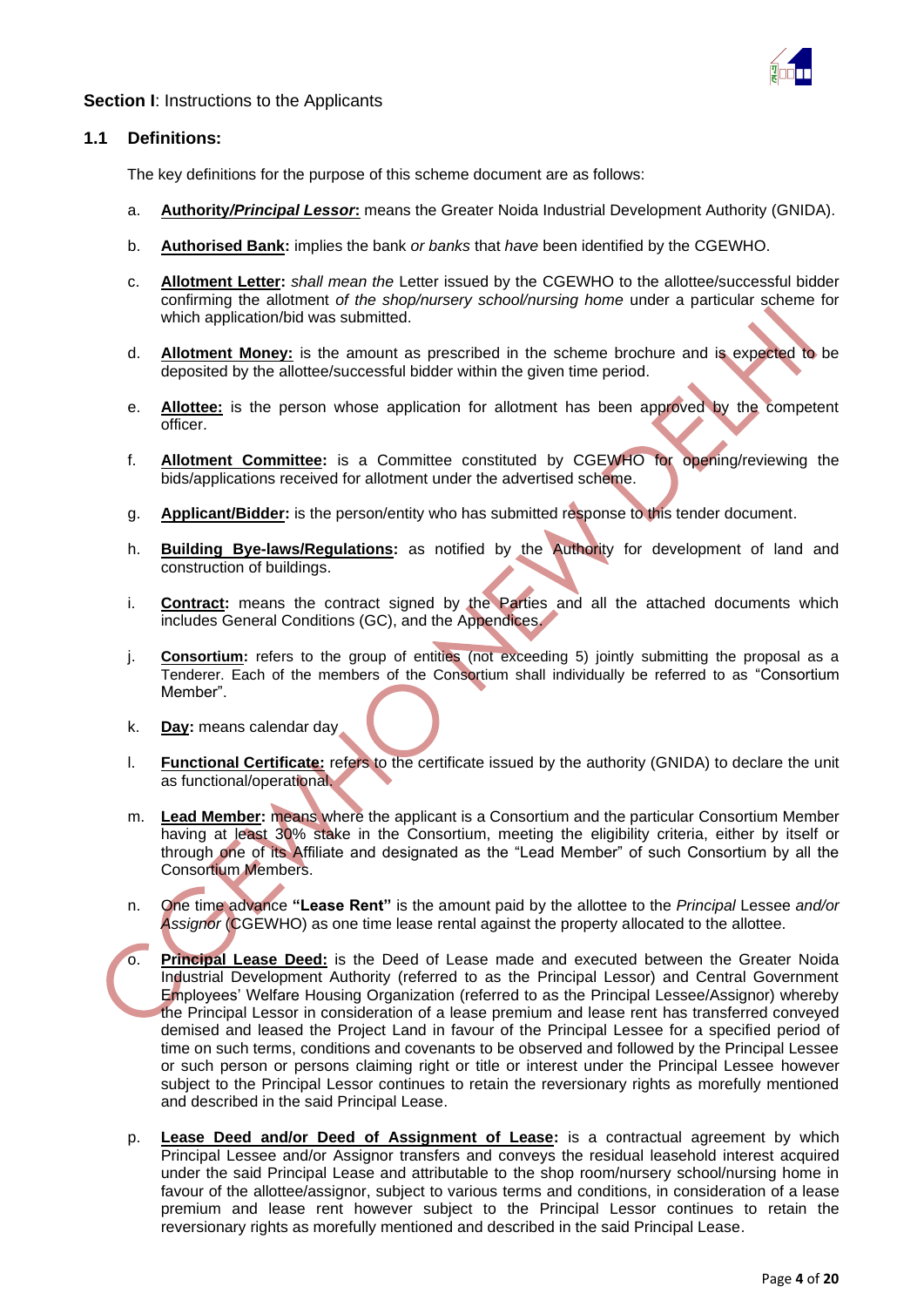**Section I**: Instructions to the Applicants

## 1.1 Definitions:

The key definitions for the purpose of this scheme document are as follows:

a. **Authority/*Principal Lessor*:** means the Greater Noida Industrial Development Authority (GNIDA).

b. **Authorised Bank:** implies the bank *or banks* that *have* been identified by the CGEWHO.

c. **Allotment Letter:** *shall mean the* Letter issued by the CGEWHO to the allottee/successful bidder confirming the allotment *of the shop/nursery school/nursing home* under a particular scheme for which application/bid was submitted.

d. **Allotment Money:** is the amount as prescribed in the scheme brochure and is expected to be deposited by the allottee/successful bidder within the given time period.

e. **Allottee:** is the person whose application for allotment has been approved by the competent officer.

f. **Allotment Committee:** is a Committee constituted by CGEWHO for opening/reviewing the bids/applications received for allotment under the advertised scheme.

g. **Applicant/Bidder:** is the person/entity who has submitted response to this tender document.

h. **Building Bye-laws/Regulations:** as notified by the Authority for development of land and construction of buildings.

i. **Contract:** means the contract signed by the Parties and all the attached documents which includes General Conditions (GC), and the Appendices.

j. **Consortium:** refers to the group of entities (not exceeding 5) jointly submitting the proposal as a Tenderer. Each of the members of the Consortium shall individually be referred to as "Consortium Member".

k. **Day:** means calendar day

l. **Functional Certificate:** refers to the certificate issued by the authority (GNIDA) to declare the unit as functional/operational.

m. **Lead Member:** means where the applicant is a Consortium and the particular Consortium Member having at least 30% stake in the Consortium, meeting the eligibility criteria, either by itself or through one of its Affiliate and designated as the "Lead Member" of such Consortium by all the Consortium Members.

n. One time advance **"Lease Rent"** is the amount paid by the allottee to the *Principal* Lessee *and/or Assignor* (CGEWHO) as one time lease rental against the property allocated to the allottee.

o. **Principal Lease Deed:** is the Deed of Lease made and executed between the Greater Noida Industrial Development Authority (referred to as the Principal Lessor) and Central Government Employees' Welfare Housing Organization (referred to as the Principal Lessee/Assignor) whereby the Principal Lessor in consideration of a lease premium and lease rent has transferred conveyed demised and leased the Project Land in favour of the Principal Lessee for a specified period of time on such terms, conditions and covenants to be observed and followed by the Principal Lessee or such person or persons claiming right or title or interest under the Principal Lessee however subject to the Principal Lessor continues to retain the reversionary rights as morefully mentioned and described in the said Principal Lease.

p. **Lease Deed and/or Deed of Assignment of Lease:** is a contractual agreement by which Principal Lessee and/or Assignor transfers and conveys the residual leasehold interest acquired under the said Principal Lease and attributable to the shop room/nursery school/nursing home in favour of the allottee/assignor, subject to various terms and conditions, in consideration of a lease premium and lease rent however subject to the Principal Lessor continues to retain the reversionary rights as morefully mentioned and described in the said Principal Lease.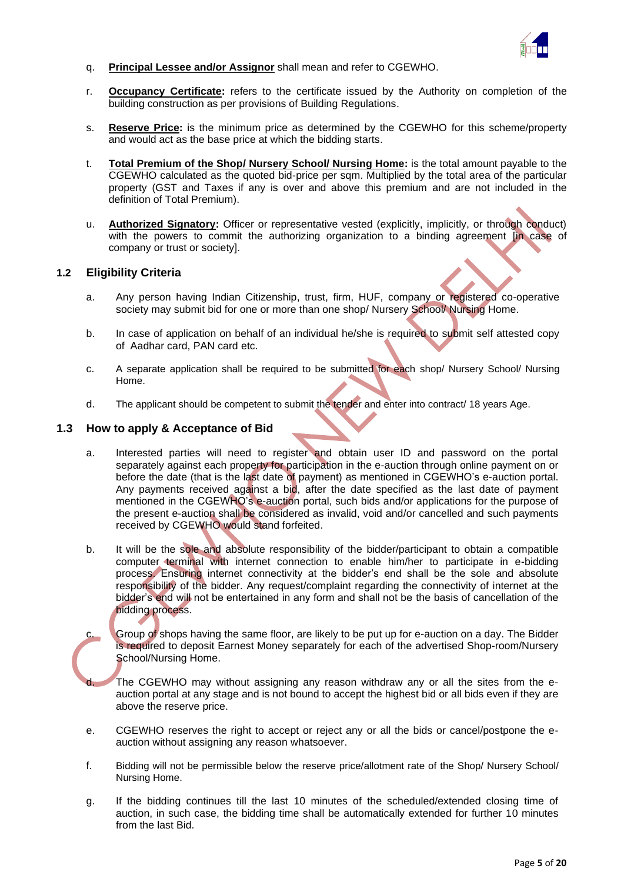q. **Principal Lessee and/or Assignor** shall mean and refer to CGEWHO.

r. **Occupancy Certificate:** refers to the certificate issued by the Authority on completion of the building construction as per provisions of Building Regulations.

s. **Reserve Price:** is the minimum price as determined by the CGEWHO for this scheme/property and would act as the base price at which the bidding starts.

t. **Total Premium of the Shop/ Nursery School/ Nursing Home:** is the total amount payable to the CGEWHO calculated as the quoted bid-price per sqm. Multiplied by the total area of the particular property (GST and Taxes if any is over and above this premium and are not included in the definition of Total Premium).

u. **Authorized Signatory:** Officer or representative vested (explicitly, implicitly, or through conduct) with the powers to commit the authorizing organization to a binding agreement [in case of company or trust or society].

## 1.2 Eligibility Criteria

a. Any person having Indian Citizenship, trust, firm, HUF, company or registered co-operative society may submit bid for one or more than one shop/ Nursery School/ Nursing Home.

b. In case of application on behalf of an individual he/she is required to submit self attested copy of Aadhar card, PAN card etc.

c. A separate application shall be required to be submitted for each shop/ Nursery School/ Nursing Home.

d. The applicant should be competent to submit the tender and enter into contract/ 18 years Age.

## 1.3 How to apply & Acceptance of Bid

a. Interested parties will need to register and obtain user ID and password on the portal separately against each property for participation in the e-auction through online payment on or before the date (that is the last date of payment) as mentioned in CGEWHO's e-auction portal. Any payments received against a bid, after the date specified as the last date of payment mentioned in the CGEWHO's e-auction portal, such bids and/or applications for the purpose of the present e-auction shall be considered as invalid, void and/or cancelled and such payments received by CGEWHO would stand forfeited.

b. It will be the sole and absolute responsibility of the bidder/participant to obtain a compatible computer terminal with internet connection to enable him/her to participate in e-bidding process. Ensuring internet connectivity at the bidder's end shall be the sole and absolute responsibility of the bidder. Any request/complaint regarding the connectivity of internet at the bidder's end will not be entertained in any form and shall not be the basis of cancellation of the bidding process.

c. Group of shops having the same floor, are likely to be put up for e-auction on a day. The Bidder is required to deposit Earnest Money separately for each of the advertised Shop-room/Nursery School/Nursing Home.

d. The CGEWHO may without assigning any reason withdraw any or all the sites from the e-auction portal at any stage and is not bound to accept the highest bid or all bids even if they are above the reserve price.

e. CGEWHO reserves the right to accept or reject any or all the bids or cancel/postpone the e-auction without assigning any reason whatsoever.

f. Bidding will not be permissible below the reserve price/allotment rate of the Shop/ Nursery School/ Nursing Home.

g. If the bidding continues till the last 10 minutes of the scheduled/extended closing time of auction, in such case, the bidding time shall be automatically extended for further 10 minutes from the last Bid.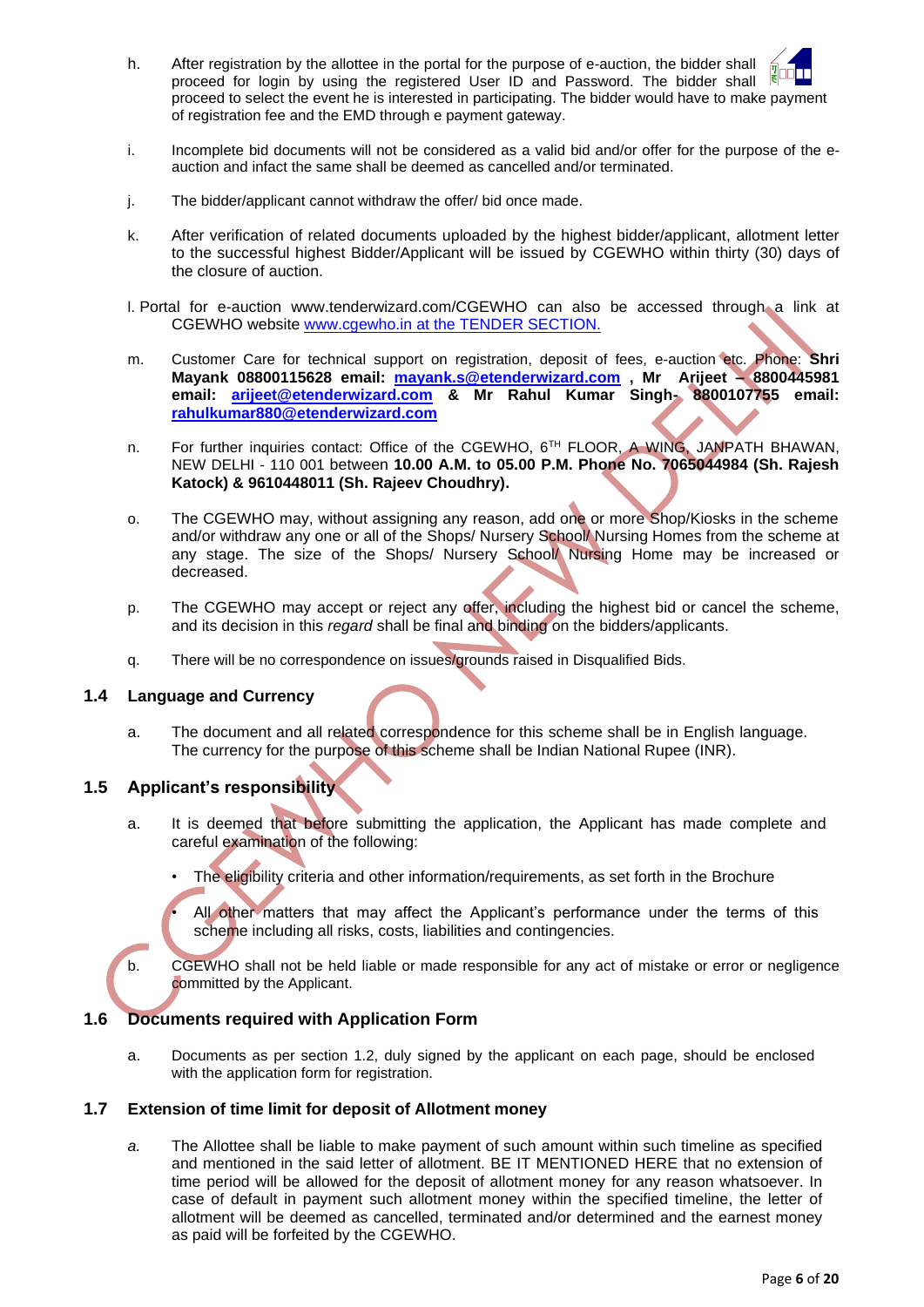h. After registration by the allottee in the portal for the purpose of e-auction, the bidder shall proceed for login by using the registered User ID and Password. The bidder shall proceed to select the event he is interested in participating. The bidder would have to make payment of registration fee and the EMD through e payment gateway.

i. Incomplete bid documents will not be considered as a valid bid and/or offer for the purpose of the e-auction and infact the same shall be deemed as cancelled and/or terminated.

j. The bidder/applicant cannot withdraw the offer/ bid once made.

k. After verification of related documents uploaded by the highest bidder/applicant, allotment letter to the successful highest Bidder/Applicant will be issued by CGEWHO within thirty (30) days of the closure of auction.

l. Portal for e-auction www.tenderwizard.com/CGEWHO can also be accessed through a link at CGEWHO website www.cgewho.in at the TENDER SECTION.

m. Customer Care for technical support on registration, deposit of fees, e-auction etc. Phone: **Shri Mayank 08800115628 email: mayank.s@etenderwizard.com , Mr Arijeet – 8800445981 email: arijeet@etenderwizard.com & Mr Rahul Kumar Singh- 8800107755 email: rahulkumar880@etenderwizard.com**

n. For further inquiries contact: Office of the CGEWHO, 6TH FLOOR, A WING, JANPATH BHAWAN, NEW DELHI - 110 001 between **10.00 A.M. to 05.00 P.M. Phone No. 7065044984 (Sh. Rajesh Katock) & 9610448011 (Sh. Rajeev Choudhry).**

o. The CGEWHO may, without assigning any reason, add one or more Shop/Kiosks in the scheme and/or withdraw any one or all of the Shops/ Nursery School/ Nursing Homes from the scheme at any stage. The size of the Shops/ Nursery School/ Nursing Home may be increased or decreased.

p. The CGEWHO may accept or reject any offer, including the highest bid or cancel the scheme, and its decision in this *regard* shall be final and binding on the bidders/applicants.

q. There will be no correspondence on issues/grounds raised in Disqualified Bids.

## 1.4 Language and Currency

a. The document and all related correspondence for this scheme shall be in English language. The currency for the purpose of this scheme shall be Indian National Rupee (INR).

## 1.5 Applicant's responsibility

a. It is deemed that before submitting the application, the Applicant has made complete and careful examination of the following:

- The eligibility criteria and other information/requirements, as set forth in the Brochure
- All other matters that may affect the Applicant's performance under the terms of this scheme including all risks, costs, liabilities and contingencies.

b. CGEWHO shall not be held liable or made responsible for any act of mistake or error or negligence committed by the Applicant.

## 1.6 Documents required with Application Form

a. Documents as per section 1.2, duly signed by the applicant on each page, should be enclosed with the application form for registration.

## 1.7 Extension of time limit for deposit of Allotment money

*a.* The Allottee shall be liable to make payment of such amount within such timeline as specified and mentioned in the said letter of allotment. BE IT MENTIONED HERE that no extension of time period will be allowed for the deposit of allotment money for any reason whatsoever. In case of default in payment such allotment money within the specified timeline, the letter of allotment will be deemed as cancelled, terminated and/or determined and the earnest money as paid will be forfeited by the CGEWHO.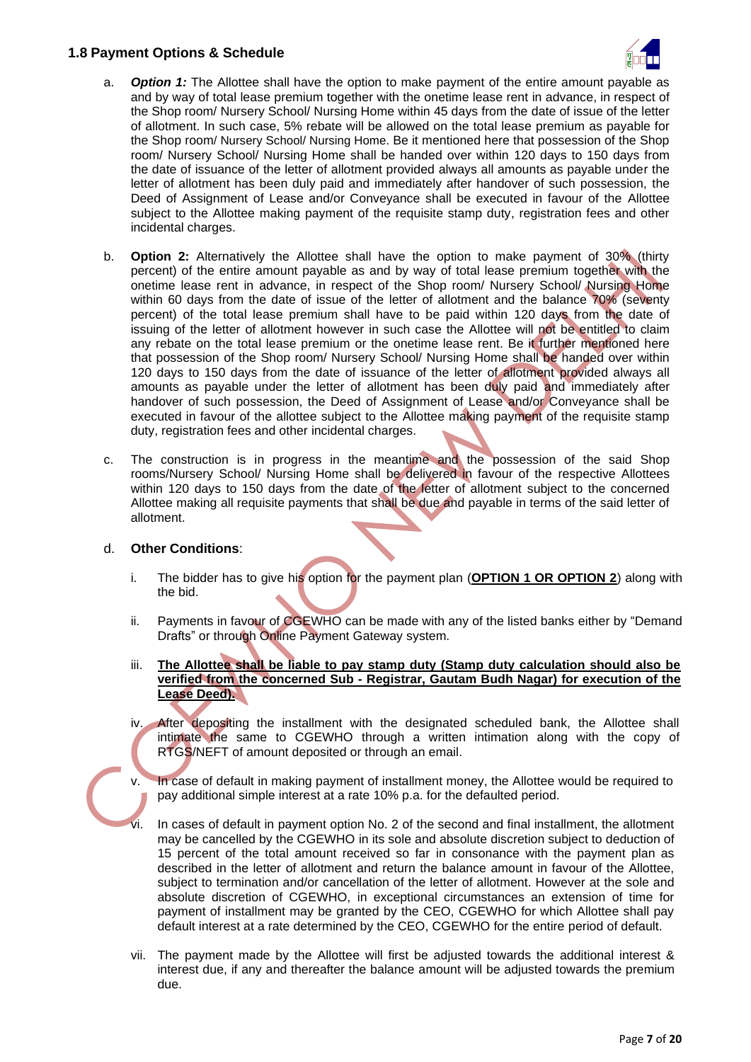## 1.8 Payment Options & Schedule

a. ***Option 1:*** The Allottee shall have the option to make payment of the entire amount payable as and by way of total lease premium together with the onetime lease rent in advance, in respect of the Shop room/ Nursery School/ Nursing Home within 45 days from the date of issue of the letter of allotment. In such case, 5% rebate will be allowed on the total lease premium as payable for the Shop room/ Nursery School/ Nursing Home. Be it mentioned here that possession of the Shop room/ Nursery School/ Nursing Home shall be handed over within 120 days to 150 days from the date of issuance of the letter of allotment provided always all amounts as payable under the letter of allotment has been duly paid and immediately after handover of such possession, the Deed of Assignment of Lease and/or Conveyance shall be executed in favour of the Allottee subject to the Allottee making payment of the requisite stamp duty, registration fees and other incidental charges.

b. **Option 2:** Alternatively the Allottee shall have the option to make payment of 30% (thirty percent) of the entire amount payable as and by way of total lease premium together with the onetime lease rent in advance, in respect of the Shop room/ Nursery School/ Nursing Home within 60 days from the date of issue of the letter of allotment and the balance 70% (seventy percent) of the total lease premium shall have to be paid within 120 days from the date of issuing of the letter of allotment however in such case the Allottee will not be entitled to claim any rebate on the total lease premium or the onetime lease rent. Be it further mentioned here that possession of the Shop room/ Nursery School/ Nursing Home shall be handed over within 120 days to 150 days from the date of issuance of the letter of allotment provided always all amounts as payable under the letter of allotment has been duly paid and immediately after handover of such possession, the Deed of Assignment of Lease and/or Conveyance shall be executed in favour of the allottee subject to the Allottee making payment of the requisite stamp duty, registration fees and other incidental charges.

c. The construction is in progress in the meantime and the possession of the said Shop rooms/Nursery School/ Nursing Home shall be delivered in favour of the respective Allottees within 120 days to 150 days from the date of the letter of allotment subject to the concerned Allottee making all requisite payments that shall be due and payable in terms of the said letter of allotment.

d. **Other Conditions**:

i. The bidder has to give his option for the payment plan (**<u>OPTION 1 OR OPTION 2</u>**) along with the bid.

ii. Payments in favour of CGEWHO can be made with any of the listed banks either by "Demand Drafts" or through Online Payment Gateway system.

iii. **<u>The Allottee shall be liable to pay stamp duty (Stamp duty calculation should also be verified from the concerned Sub - Registrar, Gautam Budh Nagar) for execution of the Lease Deed).</u>**

iv. After depositing the installment with the designated scheduled bank, the Allottee shall intimate the same to CGEWHO through a written intimation along with the copy of RTGS/NEFT of amount deposited or through an email.

v. In case of default in making payment of installment money, the Allottee would be required to pay additional simple interest at a rate 10% p.a. for the defaulted period.

vi. In cases of default in payment option No. 2 of the second and final installment, the allotment may be cancelled by the CGEWHO in its sole and absolute discretion subject to deduction of 15 percent of the total amount received so far in consonance with the payment plan as described in the letter of allotment and return the balance amount in favour of the Allottee, subject to termination and/or cancellation of the letter of allotment. However at the sole and absolute discretion of CGEWHO, in exceptional circumstances an extension of time for payment of installment may be granted by the CEO, CGEWHO for which Allottee shall pay default interest at a rate determined by the CEO, CGEWHO for the entire period of default.

vii. The payment made by the Allottee will first be adjusted towards the additional interest & interest due, if any and thereafter the balance amount will be adjusted towards the premium due.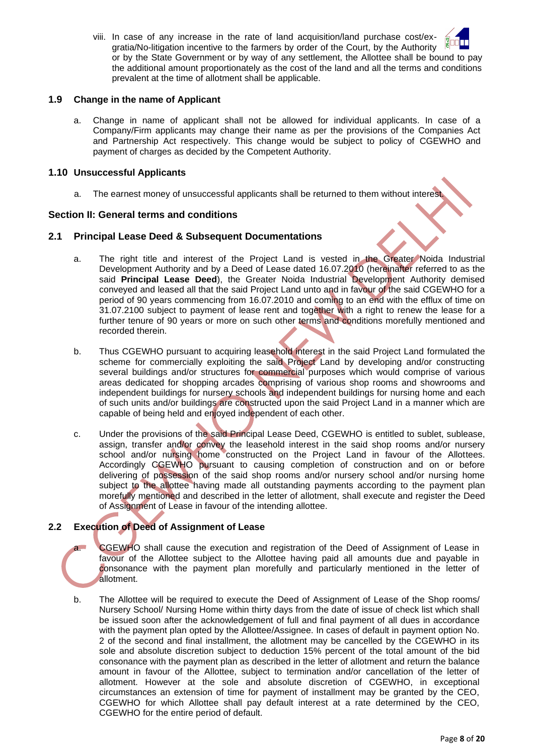viii. In case of any increase in the rate of land acquisition/land purchase cost/ex-gratia/No-litigation incentive to the farmers by order of the Court, by the Authority or by the State Government or by way of any settlement, the Allottee shall be bound to pay the additional amount proportionately as the cost of the land and all the terms and conditions prevalent at the time of allotment shall be applicable.

### 1.9 Change in the name of Applicant

a. Change in name of applicant shall not be allowed for individual applicants. In case of a Company/Firm applicants may change their name as per the provisions of the Companies Act and Partnership Act respectively. This change would be subject to policy of CGEWHO and payment of charges as decided by the Competent Authority.

### 1.10 Unsuccessful Applicants

a. The earnest money of unsuccessful applicants shall be returned to them without interest.

## Section II: General terms and conditions

### 2.1 Principal Lease Deed & Subsequent Documentations

a. The right title and interest of the Project Land is vested in the Greater Noida Industrial Development Authority and by a Deed of Lease dated 16.07.2010 (hereinafter referred to as the said **Principal Lease Deed**), the Greater Noida Industrial Development Authority demised conveyed and leased all that the said Project Land unto and in favour of the said CGEWHO for a period of 90 years commencing from 16.07.2010 and coming to an end with the efflux of time on 31.07.2100 subject to payment of lease rent and together with a right to renew the lease for a further tenure of 90 years or more on such other terms and conditions morefully mentioned and recorded therein.

b. Thus CGEWHO pursuant to acquiring leasehold interest in the said Project Land formulated the scheme for commercially exploiting the said Project Land by developing and/or constructing several buildings and/or structures for commercial purposes which would comprise of various areas dedicated for shopping arcades comprising of various shop rooms and showrooms and independent buildings for nursery schools and independent buildings for nursing home and each of such units and/or buildings are constructed upon the said Project Land in a manner which are capable of being held and enjoyed independent of each other.

c. Under the provisions of the said Principal Lease Deed, CGEWHO is entitled to sublet, sublease, assign, transfer and/or convey the leasehold interest in the said shop rooms and/or nursery school and/or nursing home constructed on the Project Land in favour of the Allottees. Accordingly CGEWHO pursuant to causing completion of construction and on or before delivering of possession of the said shop rooms and/or nursery school and/or nursing home subject to the allottee having made all outstanding payments according to the payment plan morefully mentioned and described in the letter of allotment, shall execute and register the Deed of Assignment of Lease in favour of the intending allottee.

### 2.2 Execution of Deed of Assignment of Lease

a. CGEWHO shall cause the execution and registration of the Deed of Assignment of Lease in favour of the Allottee subject to the Allottee having paid all amounts due and payable in consonance with the payment plan morefully and particularly mentioned in the letter of allotment.

b. The Allottee will be required to execute the Deed of Assignment of Lease of the Shop rooms/ Nursery School/ Nursing Home within thirty days from the date of issue of check list which shall be issued soon after the acknowledgement of full and final payment of all dues in accordance with the payment plan opted by the Allottee/Assignee. In cases of default in payment option No. 2 of the second and final installment, the allotment may be cancelled by the CGEWHO in its sole and absolute discretion subject to deduction 15% percent of the total amount of the bid consonance with the payment plan as described in the letter of allotment and return the balance amount in favour of the Allottee, subject to termination and/or cancellation of the letter of allotment. However at the sole and absolute discretion of CGEWHO, in exceptional circumstances an extension of time for payment of installment may be granted by the CEO, CGEWHO for which Allottee shall pay default interest at a rate determined by the CEO, CGEWHO for the entire period of default.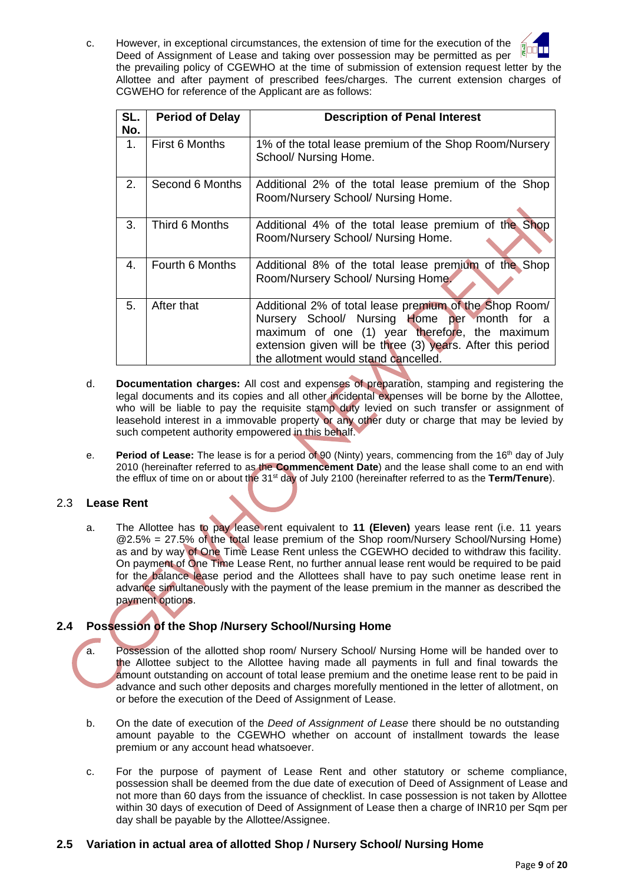c. However, in exceptional circumstances, the extension of time for the execution of the Deed of Assignment of Lease and taking over possession may be permitted as per the prevailing policy of CGEWHO at the time of submission of extension request letter by the Allottee and after payment of prescribed fees/charges. The current extension charges of CGWEHO for reference of the Applicant are as follows:

| SL. No. | Period of Delay | Description of Penal Interest |
|---|---|---|
| 1. | First 6 Months | 1% of the total lease premium of the Shop Room/Nursery School/ Nursing Home. |
| 2. | Second 6 Months | Additional 2% of the total lease premium of the Shop Room/Nursery School/ Nursing Home. |
| 3. | Third 6 Months | Additional 4% of the total lease premium of the Shop Room/Nursery School/ Nursing Home. |
| 4. | Fourth 6 Months | Additional 8% of the total lease premium of the Shop Room/Nursery School/ Nursing Home. |
| 5. | After that | Additional 2% of total lease premium of the Shop Room/ Nursery School/ Nursing Home per month for a maximum of one (1) year therefore, the maximum extension given will be three (3) years. After this period the allotment would stand cancelled. |

d. **Documentation charges:** All cost and expenses of preparation, stamping and registering the legal documents and its copies and all other incidental expenses will be borne by the Allottee, who will be liable to pay the requisite stamp duty levied on such transfer or assignment of leasehold interest in a immovable property or any other duty or charge that may be levied by such competent authority empowered in this behalf.

e. **Period of Lease:** The lease is for a period of 90 (Ninty) years, commencing from the 16th day of July 2010 (hereinafter referred to as the **Commencement Date**) and the lease shall come to an end with the efflux of time on or about the 31st day of July 2100 (hereinafter referred to as the **Term/Tenure**).

## 2.3 Lease Rent

a. The Allottee has to pay lease rent equivalent to **11 (Eleven)** years lease rent (i.e. 11 years @2.5% = 27.5% of the total lease premium of the Shop room/Nursery School/Nursing Home) as and by way of One Time Lease Rent unless the CGEWHO decided to withdraw this facility. On payment of One Time Lease Rent, no further annual lease rent would be required to be paid for the balance lease period and the Allottees shall have to pay such onetime lease rent in advance simultaneously with the payment of the lease premium in the manner as described the payment options.

## 2.4 Possession of the Shop /Nursery School/Nursing Home

a. Possession of the allotted shop room/ Nursery School/ Nursing Home will be handed over to the Allottee subject to the Allottee having made all payments in full and final towards the amount outstanding on account of total lease premium and the onetime lease rent to be paid in advance and such other deposits and charges morefully mentioned in the letter of allotment, on or before the execution of the Deed of Assignment of Lease.

b. On the date of execution of the *Deed of Assignment of Lease* there should be no outstanding amount payable to the CGEWHO whether on account of installment towards the lease premium or any account head whatsoever.

c. For the purpose of payment of Lease Rent and other statutory or scheme compliance, possession shall be deemed from the due date of execution of Deed of Assignment of Lease and not more than 60 days from the issuance of checklist. In case possession is not taken by Allottee within 30 days of execution of Deed of Assignment of Lease then a charge of INR10 per Sqm per day shall be payable by the Allottee/Assignee.

## 2.5 Variation in actual area of allotted Shop / Nursery School/ Nursing Home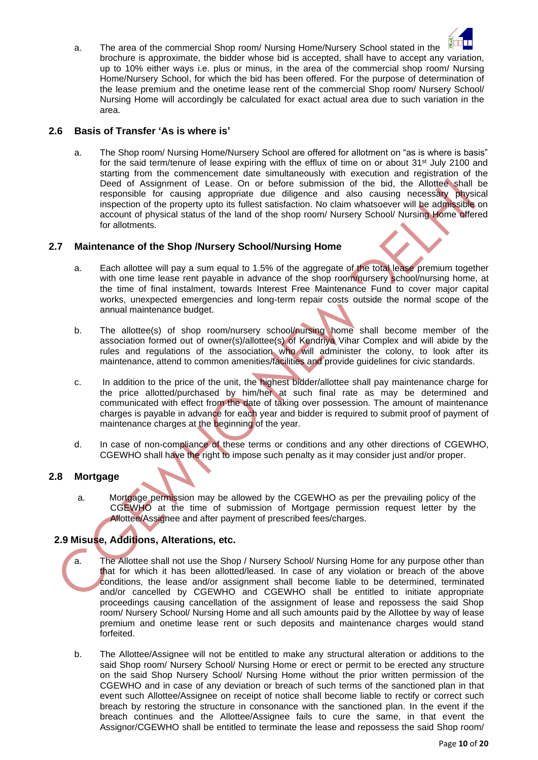a. The area of the commercial Shop room/ Nursing Home/Nursery School stated in the brochure is approximate, the bidder whose bid is accepted, shall have to accept any variation, up to 10% either ways i.e. plus or minus, in the area of the commercial shop room/ Nursing Home/Nursery School, for which the bid has been offered. For the purpose of determination of the lease premium and the onetime lease rent of the commercial Shop room/ Nursery School/ Nursing Home will accordingly be calculated for exact actual area due to such variation in the area.

## 2.6 Basis of Transfer 'As is where is'

a. The Shop room/ Nursing Home/Nursery School are offered for allotment on "as is where is basis" for the said term/tenure of lease expiring with the efflux of time on or about 31st July 2100 and starting from the commencement date simultaneously with execution and registration of the Deed of Assignment of Lease. On or before submission of the bid, the Allottee shall be responsible for causing appropriate due diligence and also causing necessary physical inspection of the property upto its fullest satisfaction. No claim whatsoever will be admissible on account of physical status of the land of the shop room/ Nursery School/ Nursing Home offered for allotments.

## 2.7 Maintenance of the Shop /Nursery School/Nursing Home

a. Each allottee will pay a sum equal to 1.5% of the aggregate of the total lease premium together with one time lease rent payable in advance of the shop room/nursery school/nursing home, at the time of final instalment, towards Interest Free Maintenance Fund to cover major capital works, unexpected emergencies and long-term repair costs outside the normal scope of the annual maintenance budget.

b. The allottee(s) of shop room/nursery school/nursing home shall become member of the association formed out of owner(s)/allottee(s) of Kendriya Vihar Complex and will abide by the rules and regulations of the association who will administer the colony, to look after its maintenance, attend to common amenities/facilities and provide guidelines for civic standards.

c. In addition to the price of the unit, the highest bidder/allottee shall pay maintenance charge for the price allotted/purchased by him/her at such final rate as may be determined and communicated with effect from the date of taking over possession. The amount of maintenance charges is payable in advance for each year and bidder is required to submit proof of payment of maintenance charges at the beginning of the year.

d. In case of non-compliance of these terms or conditions and any other directions of CGEWHO, CGEWHO shall have the right to impose such penalty as it may consider just and/or proper.

## 2.8 Mortgage

a. Mortgage permission may be allowed by the CGEWHO as per the prevailing policy of the CGEWHO at the time of submission of Mortgage permission request letter by the Allottee/Assignee and after payment of prescribed fees/charges.

## 2.9 Misuse, Additions, Alterations, etc.

a. The Allottee shall not use the Shop / Nursery School/ Nursing Home for any purpose other than that for which it has been allotted/leased. In case of any violation or breach of the above conditions, the lease and/or assignment shall become liable to be determined, terminated and/or cancelled by CGEWHO and CGEWHO shall be entitled to initiate appropriate proceedings causing cancellation of the assignment of lease and repossess the said Shop room/ Nursery School/ Nursing Home and all such amounts paid by the Allottee by way of lease premium and onetime lease rent or such deposits and maintenance charges would stand forfeited.

b. The Allottee/Assignee will not be entitled to make any structural alteration or additions to the said Shop room/ Nursery School/ Nursing Home or erect or permit to be erected any structure on the said Shop Nursery School/ Nursing Home without the prior written permission of the CGEWHO and in case of any deviation or breach of such terms of the sanctioned plan in that event such Allottee/Assignee on receipt of notice shall become liable to rectify or correct such breach by restoring the structure in consonance with the sanctioned plan. In the event if the breach continues and the Allottee/Assignee fails to cure the same, in that event the Assignor/CGEWHO shall be entitled to terminate the lease and repossess the said Shop room/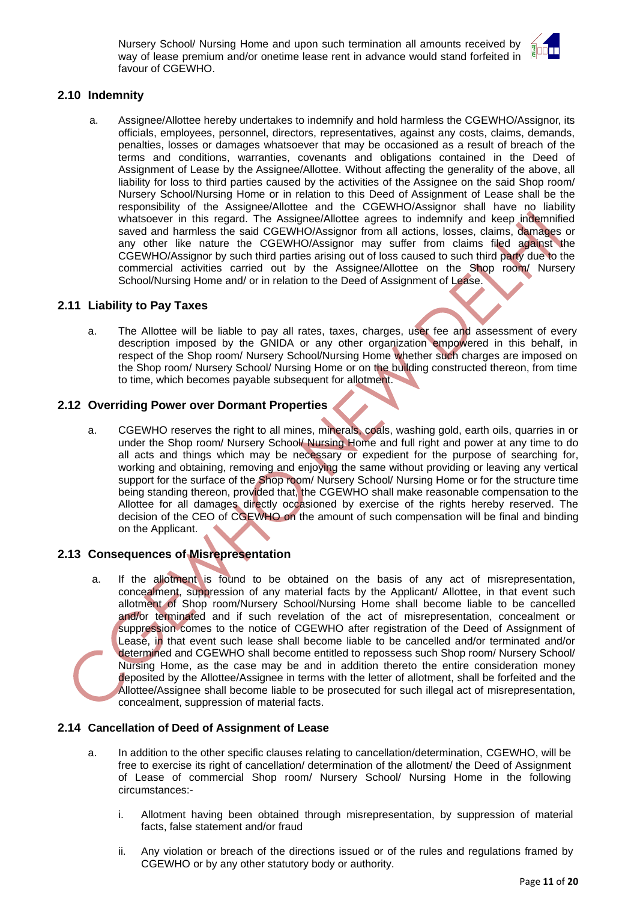Nursery School/ Nursing Home and upon such termination all amounts received by way of lease premium and/or onetime lease rent in advance would stand forfeited in favour of CGEWHO.

### 2.10 Indemnity

a. Assignee/Allottee hereby undertakes to indemnify and hold harmless the CGEWHO/Assignor, its officials, employees, personnel, directors, representatives, against any costs, claims, demands, penalties, losses or damages whatsoever that may be occasioned as a result of breach of the terms and conditions, warranties, covenants and obligations contained in the Deed of Assignment of Lease by the Assignee/Allottee. Without affecting the generality of the above, all liability for loss to third parties caused by the activities of the Assignee on the said Shop room/ Nursery School/Nursing Home or in relation to this Deed of Assignment of Lease shall be the responsibility of the Assignee/Allottee and the CGEWHO/Assignor shall have no liability whatsoever in this regard. The Assignee/Allottee agrees to indemnify and keep indemnified saved and harmless the said CGEWHO/Assignor from all actions, losses, claims, damages or any other like nature the CGEWHO/Assignor may suffer from claims filed against the CGEWHO/Assignor by such third parties arising out of loss caused to such third party due to the commercial activities carried out by the Assignee/Allottee on the Shop room/ Nursery School/Nursing Home and/ or in relation to the Deed of Assignment of Lease.

### 2.11 Liability to Pay Taxes

a. The Allottee will be liable to pay all rates, taxes, charges, user fee and assessment of every description imposed by the GNIDA or any other organization empowered in this behalf, in respect of the Shop room/ Nursery School/Nursing Home whether such charges are imposed on the Shop room/ Nursery School/ Nursing Home or on the building constructed thereon, from time to time, which becomes payable subsequent for allotment.

### 2.12 Overriding Power over Dormant Properties

a. CGEWHO reserves the right to all mines, minerals, coals, washing gold, earth oils, quarries in or under the Shop room/ Nursery School/ Nursing Home and full right and power at any time to do all acts and things which may be necessary or expedient for the purpose of searching for, working and obtaining, removing and enjoying the same without providing or leaving any vertical support for the surface of the Shop room/ Nursery School/ Nursing Home or for the structure time being standing thereon, provided that, the CGEWHO shall make reasonable compensation to the Allottee for all damages directly occasioned by exercise of the rights hereby reserved. The decision of the CEO of CGEWHO on the amount of such compensation will be final and binding on the Applicant.

### 2.13 Consequences of Misrepresentation

a. If the allotment is found to be obtained on the basis of any act of misrepresentation, concealment, suppression of any material facts by the Applicant/ Allottee, in that event such allotment of Shop room/Nursery School/Nursing Home shall become liable to be cancelled and/or terminated and if such revelation of the act of misrepresentation, concealment or suppression comes to the notice of CGEWHO after registration of the Deed of Assignment of Lease, in that event such lease shall become liable to be cancelled and/or terminated and/or determined and CGEWHO shall become entitled to repossess such Shop room/ Nursery School/ Nursing Home, as the case may be and in addition thereto the entire consideration money deposited by the Allottee/Assignee in terms with the letter of allotment, shall be forfeited and the Allottee/Assignee shall become liable to be prosecuted for such illegal act of misrepresentation, concealment, suppression of material facts.

### 2.14 Cancellation of Deed of Assignment of Lease

a. In addition to the other specific clauses relating to cancellation/determination, CGEWHO, will be free to exercise its right of cancellation/ determination of the allotment/ the Deed of Assignment of Lease of commercial Shop room/ Nursery School/ Nursing Home in the following circumstances:-

   i. Allotment having been obtained through misrepresentation, by suppression of material facts, false statement and/or fraud

   ii. Any violation or breach of the directions issued or of the rules and regulations framed by CGEWHO or by any other statutory body or authority.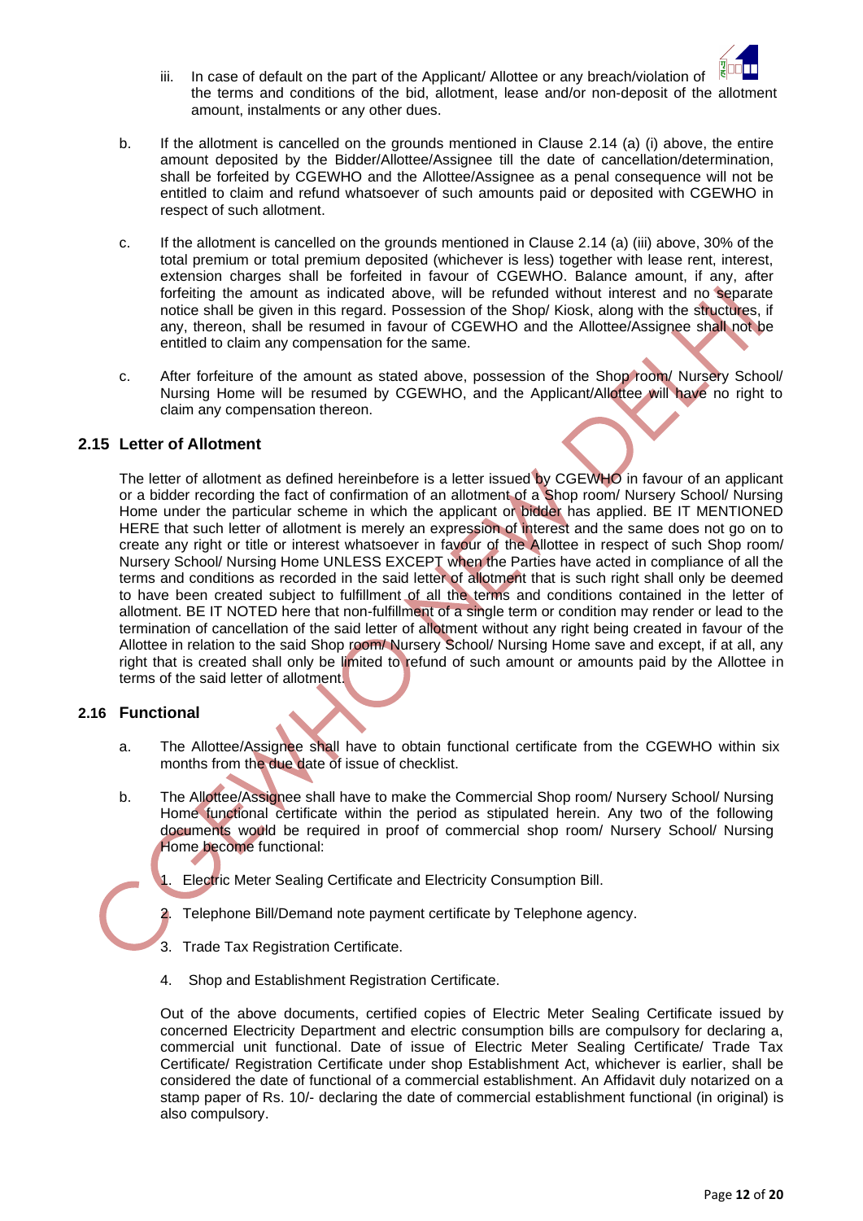iii. In case of default on the part of the Applicant/ Allottee or any breach/violation of the terms and conditions of the bid, allotment, lease and/or non-deposit of the allotment amount, instalments or any other dues.

b. If the allotment is cancelled on the grounds mentioned in Clause 2.14 (a) (i) above, the entire amount deposited by the Bidder/Allottee/Assignee till the date of cancellation/determination, shall be forfeited by CGEWHO and the Allottee/Assignee as a penal consequence will not be entitled to claim and refund whatsoever of such amounts paid or deposited with CGEWHO in respect of such allotment.

c. If the allotment is cancelled on the grounds mentioned in Clause 2.14 (a) (iii) above, 30% of the total premium or total premium deposited (whichever is less) together with lease rent, interest, extension charges shall be forfeited in favour of CGEWHO. Balance amount, if any, after forfeiting the amount as indicated above, will be refunded without interest and no separate notice shall be given in this regard. Possession of the Shop/ Kiosk, along with the structures, if any, thereon, shall be resumed in favour of CGEWHO and the Allottee/Assignee shall not be entitled to claim any compensation for the same.

c. After forfeiture of the amount as stated above, possession of the Shop room/ Nursery School/ Nursing Home will be resumed by CGEWHO, and the Applicant/Allottee will have no right to claim any compensation thereon.

## 2.15 Letter of Allotment

The letter of allotment as defined hereinbefore is a letter issued by CGEWHO in favour of an applicant or a bidder recording the fact of confirmation of an allotment of a Shop room/ Nursery School/ Nursing Home under the particular scheme in which the applicant or bidder has applied. BE IT MENTIONED HERE that such letter of allotment is merely an expression of interest and the same does not go on to create any right or title or interest whatsoever in favour of the Allottee in respect of such Shop room/ Nursery School/ Nursing Home UNLESS EXCEPT when the Parties have acted in compliance of all the terms and conditions as recorded in the said letter of allotment that is such right shall only be deemed to have been created subject to fulfillment of all the terms and conditions contained in the letter of allotment. BE IT NOTED here that non-fulfillment of a single term or condition may render or lead to the termination of cancellation of the said letter of allotment without any right being created in favour of the Allottee in relation to the said Shop room/ Nursery School/ Nursing Home save and except, if at all, any right that is created shall only be limited to refund of such amount or amounts paid by the Allottee in terms of the said letter of allotment.

## 2.16 Functional

a. The Allottee/Assignee shall have to obtain functional certificate from the CGEWHO within six months from the due date of issue of checklist.

b. The Allottee/Assignee shall have to make the Commercial Shop room/ Nursery School/ Nursing Home functional certificate within the period as stipulated herein. Any two of the following documents would be required in proof of commercial shop room/ Nursery School/ Nursing Home become functional:

1. Electric Meter Sealing Certificate and Electricity Consumption Bill.
2. Telephone Bill/Demand note payment certificate by Telephone agency.
3. Trade Tax Registration Certificate.
4. Shop and Establishment Registration Certificate.

Out of the above documents, certified copies of Electric Meter Sealing Certificate issued by concerned Electricity Department and electric consumption bills are compulsory for declaring a, commercial unit functional. Date of issue of Electric Meter Sealing Certificate/ Trade Tax Certificate/ Registration Certificate under shop Establishment Act, whichever is earlier, shall be considered the date of functional of a commercial establishment. An Affidavit duly notarized on a stamp paper of Rs. 10/- declaring the date of commercial establishment functional (in original) is also compulsory.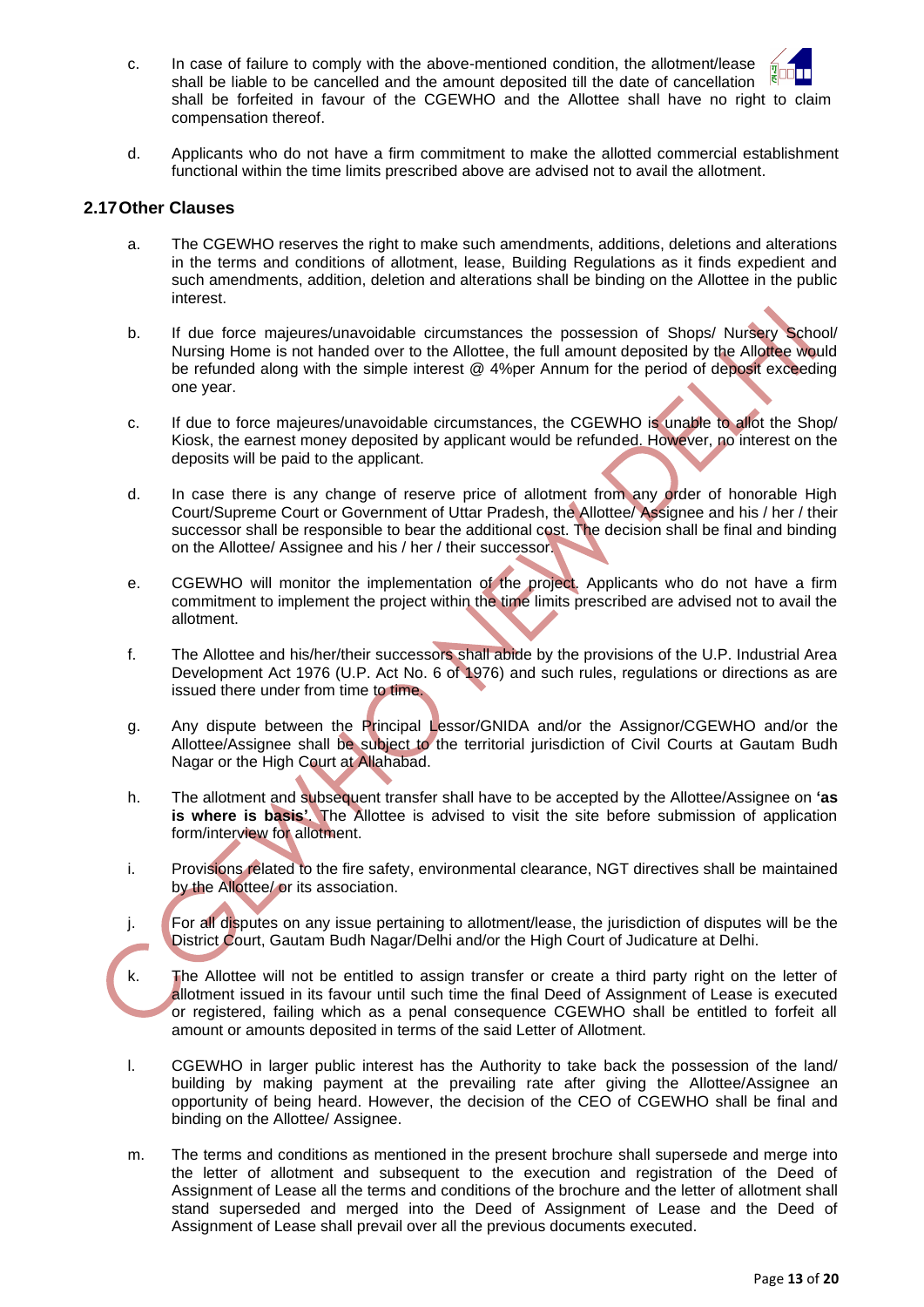c. In case of failure to comply with the above-mentioned condition, the allotment/lease shall be liable to be cancelled and the amount deposited till the date of cancellation shall be forfeited in favour of the CGEWHO and the Allottee shall have no right to claim compensation thereof.

d. Applicants who do not have a firm commitment to make the allotted commercial establishment functional within the time limits prescribed above are advised not to avail the allotment.

## 2.17 Other Clauses

a. The CGEWHO reserves the right to make such amendments, additions, deletions and alterations in the terms and conditions of allotment, lease, Building Regulations as it finds expedient and such amendments, addition, deletion and alterations shall be binding on the Allottee in the public interest.

b. If due force majeures/unavoidable circumstances the possession of Shops/ Nursery School/ Nursing Home is not handed over to the Allottee, the full amount deposited by the Allottee would be refunded along with the simple interest @ 4%per Annum for the period of deposit exceeding one year.

c. If due to force majeures/unavoidable circumstances, the CGEWHO is unable to allot the Shop/ Kiosk, the earnest money deposited by applicant would be refunded. However, no interest on the deposits will be paid to the applicant.

d. In case there is any change of reserve price of allotment from any order of honorable High Court/Supreme Court or Government of Uttar Pradesh, the Allottee/ Assignee and his / her / their successor shall be responsible to bear the additional cost. The decision shall be final and binding on the Allottee/ Assignee and his / her / their successor.

e. CGEWHO will monitor the implementation of the project. Applicants who do not have a firm commitment to implement the project within the time limits prescribed are advised not to avail the allotment.

f. The Allottee and his/her/their successors shall abide by the provisions of the U.P. Industrial Area Development Act 1976 (U.P. Act No. 6 of 1976) and such rules, regulations or directions as are issued there under from time to time.

g. Any dispute between the Principal Lessor/GNIDA and/or the Assignor/CGEWHO and/or the Allottee/Assignee shall be subject to the territorial jurisdiction of Civil Courts at Gautam Budh Nagar or the High Court at Allahabad.

h. The allotment and subsequent transfer shall have to be accepted by the Allottee/Assignee on **'as is where is basis'**. The Allottee is advised to visit the site before submission of application form/interview for allotment.

i. Provisions related to the fire safety, environmental clearance, NGT directives shall be maintained by the Allottee/ or its association.

j. For all disputes on any issue pertaining to allotment/lease, the jurisdiction of disputes will be the District Court, Gautam Budh Nagar/Delhi and/or the High Court of Judicature at Delhi.

k. The Allottee will not be entitled to assign transfer or create a third party right on the letter of allotment issued in its favour until such time the final Deed of Assignment of Lease is executed or registered, failing which as a penal consequence CGEWHO shall be entitled to forfeit all amount or amounts deposited in terms of the said Letter of Allotment.

l. CGEWHO in larger public interest has the Authority to take back the possession of the land/ building by making payment at the prevailing rate after giving the Allottee/Assignee an opportunity of being heard. However, the decision of the CEO of CGEWHO shall be final and binding on the Allottee/ Assignee.

m. The terms and conditions as mentioned in the present brochure shall supersede and merge into the letter of allotment and subsequent to the execution and registration of the Deed of Assignment of Lease all the terms and conditions of the brochure and the letter of allotment shall stand superseded and merged into the Deed of Assignment of Lease and the Deed of Assignment of Lease shall prevail over all the previous documents executed.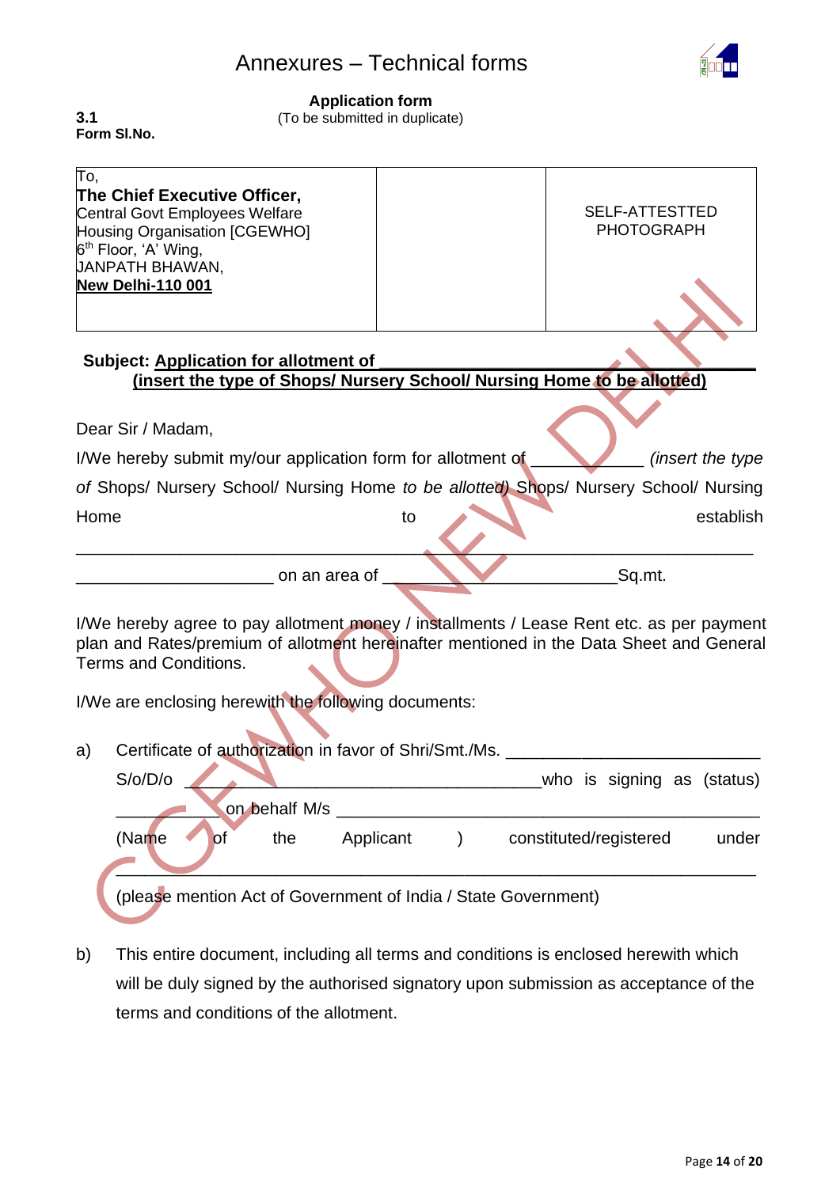Annexures – Technical forms

**Application form**
(To be submitted in duplicate)

**3.1**
**Form Sl.No.**

| To,<br>**The Chief Executive Officer,**<br>Central Govt Employees Welfare Housing Organisation [CGEWHO]<br>6th Floor, 'A' Wing,<br>JANPATH BHAWAN,<br>**New Delhi-110 001** | | SELF-ATTESTTED PHOTOGRAPH |
|---|---|---|

**Subject: Application for allotment of ___________________________________________**
**(insert the type of Shops/ Nursery School/ Nursing Home to be allotted)**

Dear Sir / Madam,

I/We hereby submit my/our application form for allotment of ____________ *(insert the type of* Shops/ Nursery School/ Nursing Home *to be allotted)* Shops/ Nursery School/ Nursing Home to establish ___________________________________________________________________
_____________________ on an area of _________________________Sq.mt.

I/We hereby agree to pay allotment money / installments / Lease Rent etc. as per payment plan and Rates/premium of allotment hereinafter mentioned in the Data Sheet and General Terms and Conditions.

I/We are enclosing herewith the following documents:

a) Certificate of authorization in favor of Shri/Smt./Ms. __________________________ S/o/D/o ______________________________________who is signing as (status) __________ on behalf M/s ___________________________________________ (Name of the Applicant ) constituted/registered under ________________________________________________________________
(please mention Act of Government of India / State Government)

b) This entire document, including all terms and conditions is enclosed herewith which will be duly signed by the authorised signatory upon submission as acceptance of the terms and conditions of the allotment.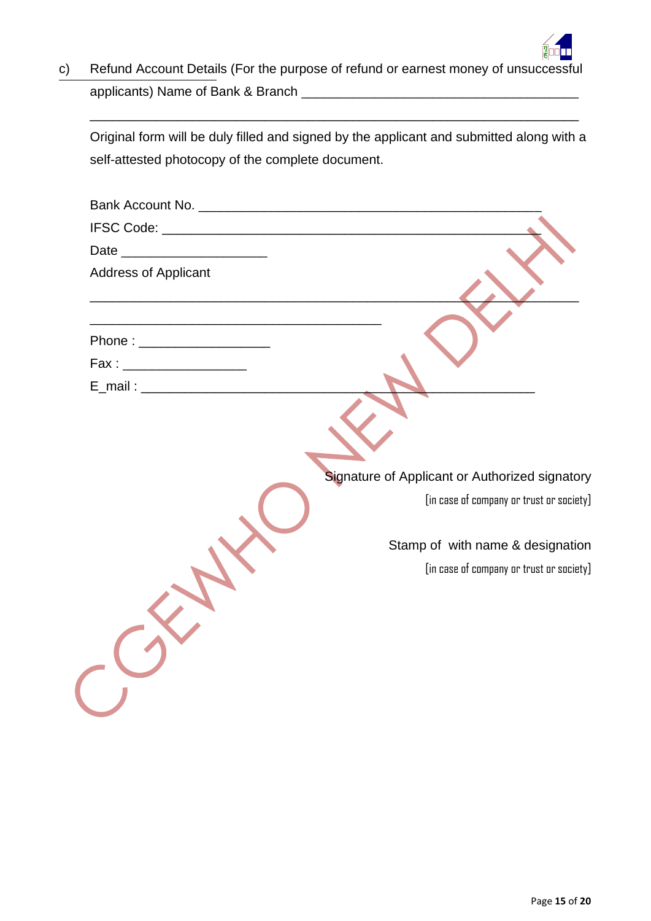c) Refund Account Details (For the purpose of refund or earnest money of unsuccessful applicants) Name of Bank & Branch ______________________________________

________________________________________________________________

Original form will be duly filled and signed by the applicant and submitted along with a self-attested photocopy of the complete document.

Bank Account No. _____________________________________________

IFSC Code: ________________________________________________

Date ___________________

Address of Applicant

________________________________________________________________

_____________________________________________

Phone : ________________

Fax : ________________

E_mail : _____________________________________________

Signature of Applicant or Authorized signatory
[in case of company or trust or society]

Stamp of with name & designation
[in case of company or trust or society]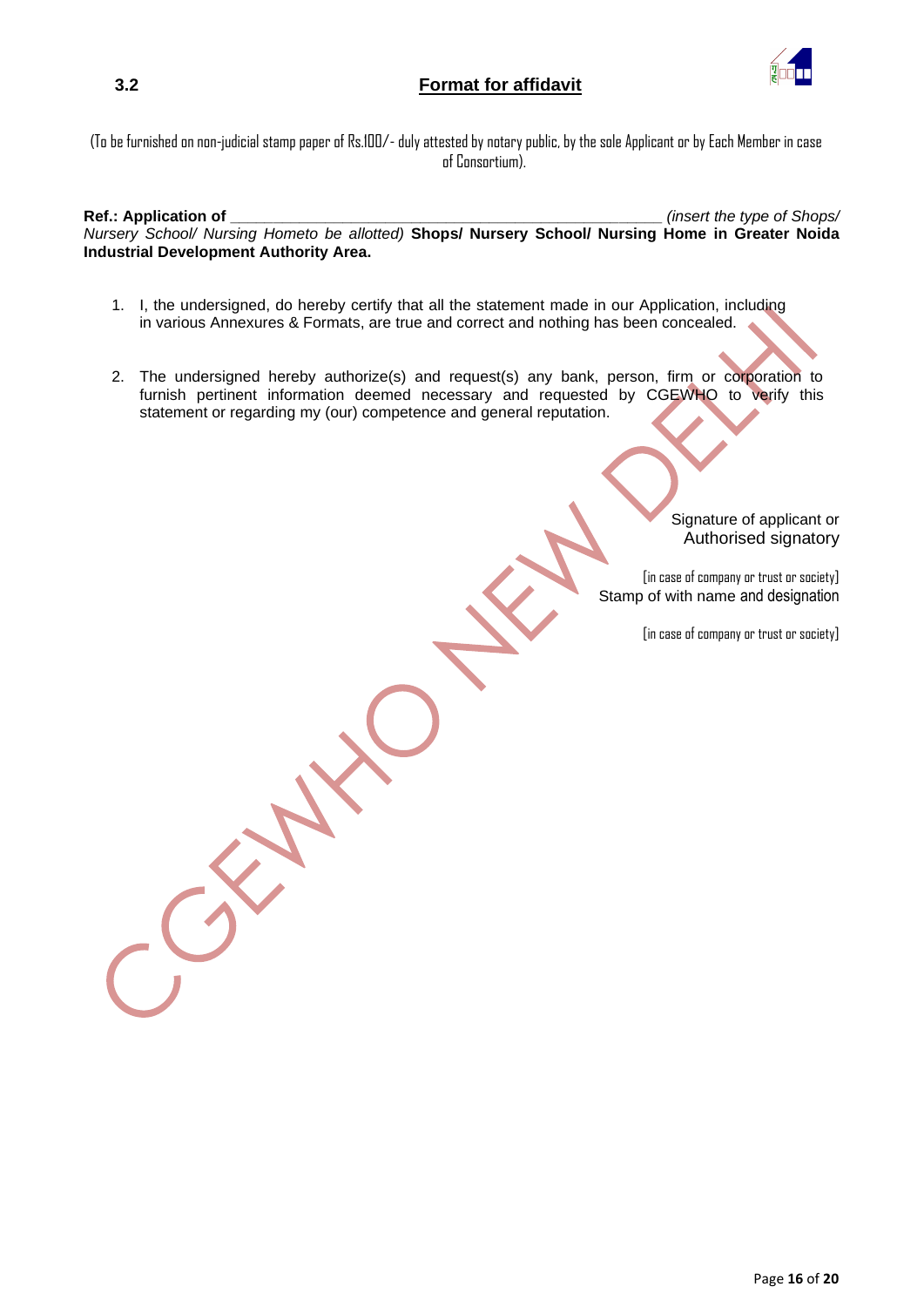## 3.2 Format for affidavit

(To be furnished on non-judicial stamp paper of Rs.100/- duly attested by notary public, by the sole Applicant or by Each Member in case of Consortium).

**Ref.: Application of** ______________________________________________ *(insert the type of Shops/ Nursery School/ Nursing Hometo be allotted)* **Shops/ Nursery School/ Nursing Home in Greater Noida Industrial Development Authority Area.**

1. I, the undersigned, do hereby certify that all the statement made in our Application, including in various Annexures & Formats, are true and correct and nothing has been concealed.
2. The undersigned hereby authorize(s) and request(s) any bank, person, firm or corporation to furnish pertinent information deemed necessary and requested by CGEWHO to verify this statement or regarding my (our) competence and general reputation.

Signature of applicant or
Authorised signatory

[in case of company or trust or society]
Stamp of with name and designation

[in case of company or trust or society]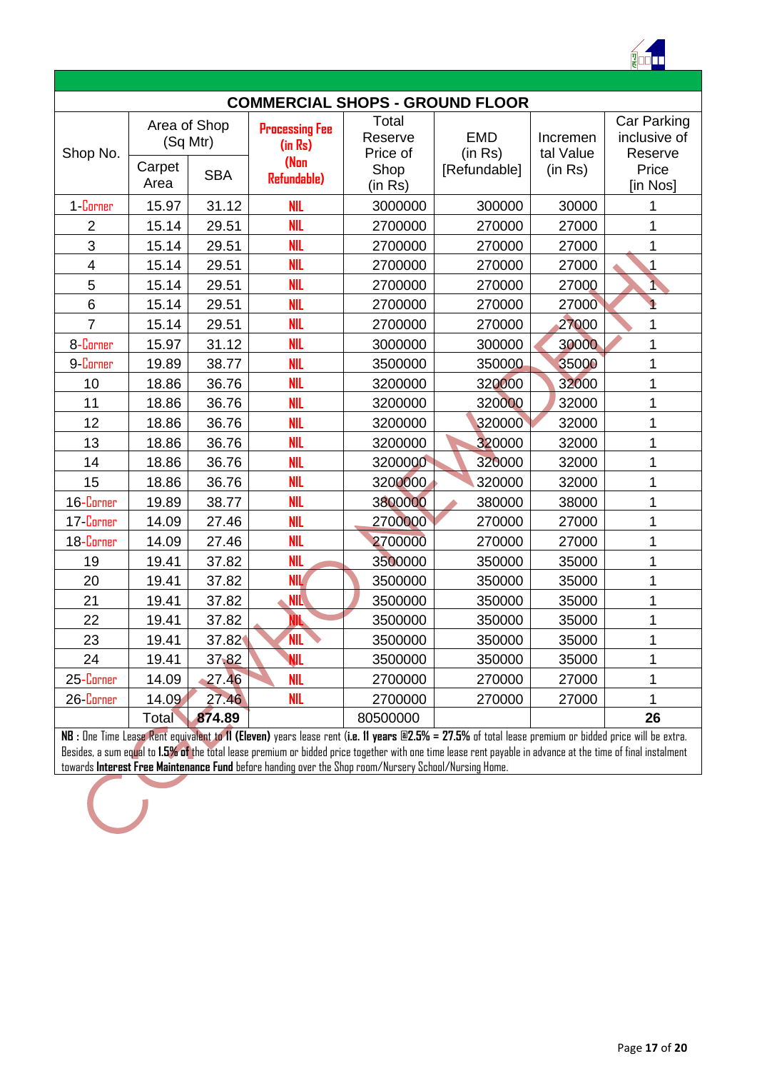## COMMERCIAL SHOPS - GROUND FLOOR

| Shop No. | Area of Shop (Sq Mtr) | | Processing Fee (in Rs) (Non Refundable) | Total Reserve Price of Shop (in Rs) | EMD (in Rs) [Refundable] | Incremental Value (in Rs) | Car Parking inclusive of Reserve Price [in Nos] |
|---|---|---|---|---|---|---|---|
| | Carpet Area | SBA | | | | | |
| 1-Corner | 15.97 | 31.12 | NIL | 3000000 | 300000 | 30000 | 1 |
| 2 | 15.14 | 29.51 | NIL | 2700000 | 270000 | 27000 | 1 |
| 3 | 15.14 | 29.51 | NIL | 2700000 | 270000 | 27000 | 1 |
| 4 | 15.14 | 29.51 | NIL | 2700000 | 270000 | 27000 | 1 |
| 5 | 15.14 | 29.51 | NIL | 2700000 | 270000 | 27000 | 1 |
| 6 | 15.14 | 29.51 | NIL | 2700000 | 270000 | 27000 | 1 |
| 7 | 15.14 | 29.51 | NIL | 2700000 | 270000 | 27000 | 1 |
| 8-Corner | 15.97 | 31.12 | NIL | 3000000 | 300000 | 30000 | 1 |
| 9-Corner | 19.89 | 38.77 | NIL | 3500000 | 350000 | 35000 | 1 |
| 10 | 18.86 | 36.76 | NIL | 3200000 | 320000 | 32000 | 1 |
| 11 | 18.86 | 36.76 | NIL | 3200000 | 320000 | 32000 | 1 |
| 12 | 18.86 | 36.76 | NIL | 3200000 | 320000 | 32000 | 1 |
| 13 | 18.86 | 36.76 | NIL | 3200000 | 320000 | 32000 | 1 |
| 14 | 18.86 | 36.76 | NIL | 3200000 | 320000 | 32000 | 1 |
| 15 | 18.86 | 36.76 | NIL | 3200000 | 320000 | 32000 | 1 |
| 16-Corner | 19.89 | 38.77 | NIL | 3800000 | 380000 | 38000 | 1 |
| 17-Corner | 14.09 | 27.46 | NIL | 2700000 | 270000 | 27000 | 1 |
| 18-Corner | 14.09 | 27.46 | NIL | 2700000 | 270000 | 27000 | 1 |
| 19 | 19.41 | 37.82 | NIL | 3500000 | 350000 | 35000 | 1 |
| 20 | 19.41 | 37.82 | NIL | 3500000 | 350000 | 35000 | 1 |
| 21 | 19.41 | 37.82 | NIL | 3500000 | 350000 | 35000 | 1 |
| 22 | 19.41 | 37.82 | NIL | 3500000 | 350000 | 35000 | 1 |
| 23 | 19.41 | 37.82 | NIL | 3500000 | 350000 | 35000 | 1 |
| 24 | 19.41 | 37.82 | NIL | 3500000 | 350000 | 35000 | 1 |
| 25-Corner | 14.09 | 27.46 | NIL | 2700000 | 270000 | 27000 | 1 |
| 26-Corner | 14.09 | 27.46 | NIL | 2700000 | 270000 | 27000 | 1 |
| | Total | **874.89** | | 80500000 | | | **26** |

**NB :** One Time Lease Rent equivalent to **11 (Eleven)** years lease rent (**i.e. 11 years @2.5% = 27.5%** of total lease premium or bidded price will be extra. Besides, a sum equal to **1.5% of** the total lease premium or bidded price together with one time lease rent payable in advance at the time of final instalment towards **Interest Free Maintenance Fund** before handing over the Shop room/Nursery School/Nursing Home.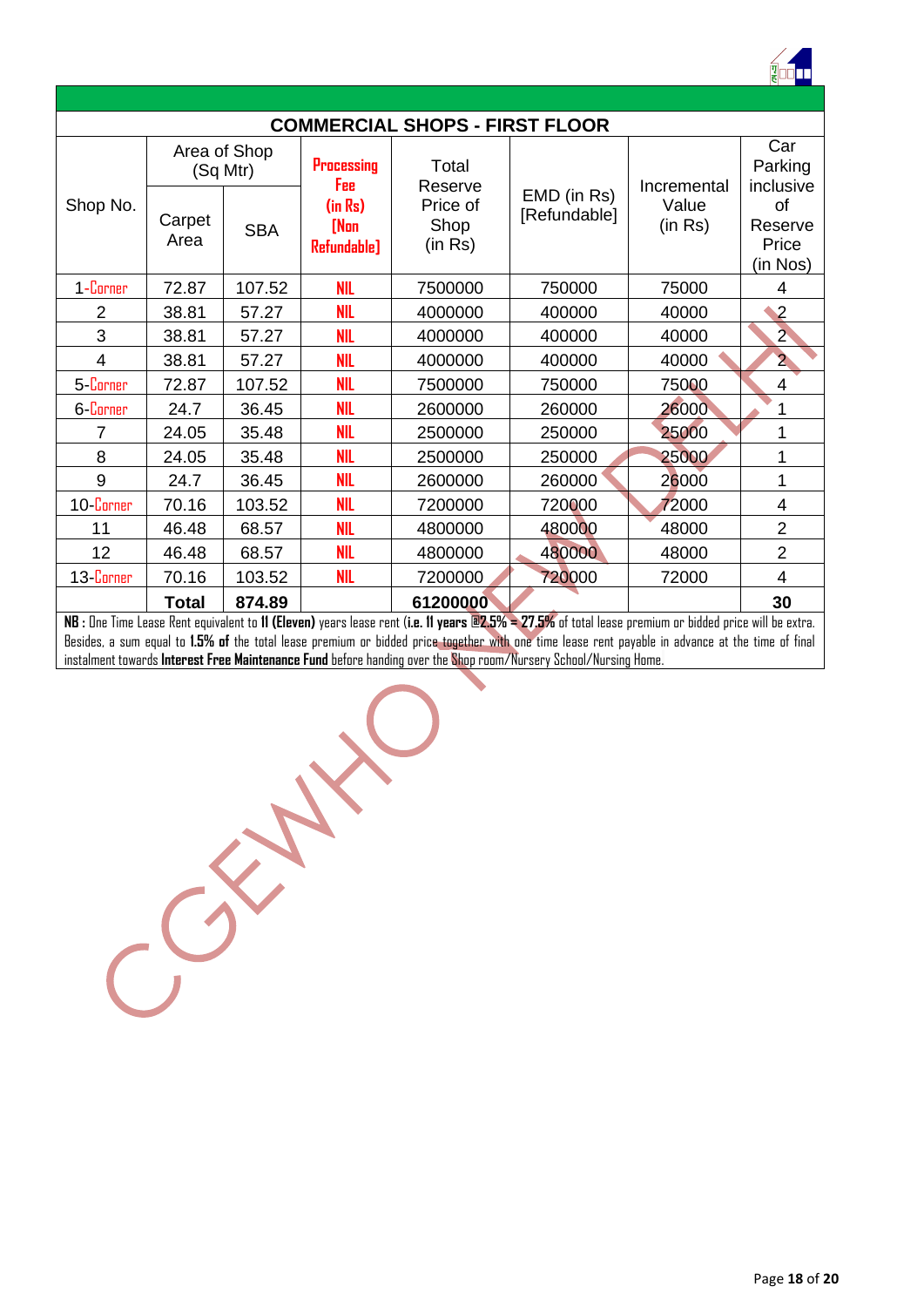## COMMERCIAL SHOPS - FIRST FLOOR

| Shop No. | Area of Shop (Sq Mtr) | | Processing Fee (in Rs) [Non Refundable] | Total Reserve Price of Shop (in Rs) | EMD (in Rs) [Refundable] | Incremental Value (in Rs) | Car Parking inclusive of Reserve Price (in Nos) |
|---|---|---|---|---|---|---|---|
| | Carpet Area | SBA | | | | | |
| 1-Corner | 72.87 | 107.52 | NIL | 7500000 | 750000 | 75000 | 4 |
| 2 | 38.81 | 57.27 | NIL | 4000000 | 400000 | 40000 | 2 |
| 3 | 38.81 | 57.27 | NIL | 4000000 | 400000 | 40000 | 2 |
| 4 | 38.81 | 57.27 | NIL | 4000000 | 400000 | 40000 | 2 |
| 5-Corner | 72.87 | 107.52 | NIL | 7500000 | 750000 | 75000 | 4 |
| 6-Corner | 24.7 | 36.45 | NIL | 2600000 | 260000 | 26000 | 1 |
| 7 | 24.05 | 35.48 | NIL | 2500000 | 250000 | 25000 | 1 |
| 8 | 24.05 | 35.48 | NIL | 2500000 | 250000 | 25000 | 1 |
| 9 | 24.7 | 36.45 | NIL | 2600000 | 260000 | 26000 | 1 |
| 10-Corner | 70.16 | 103.52 | NIL | 7200000 | 720000 | 72000 | 4 |
| 11 | 46.48 | 68.57 | NIL | 4800000 | 480000 | 48000 | 2 |
| 12 | 46.48 | 68.57 | NIL | 4800000 | 480000 | 48000 | 2 |
| 13-Corner | 70.16 | 103.52 | NIL | 7200000 | 720000 | 72000 | 4 |
| | **Total** | **874.89** | | **61200000** | | | **30** |

**NB :** One Time Lease Rent equivalent to **11 (Eleven)** years lease rent (**i.e. 11 years @2.5% = 27.5%** of total lease premium or bidded price will be extra. Besides, a sum equal to **1.5% of** the total lease premium or bidded price together with one time lease rent payable in advance at the time of final instalment towards **Interest Free Maintenance Fund** before handing over the Shop room/Nursery School/Nursing Home.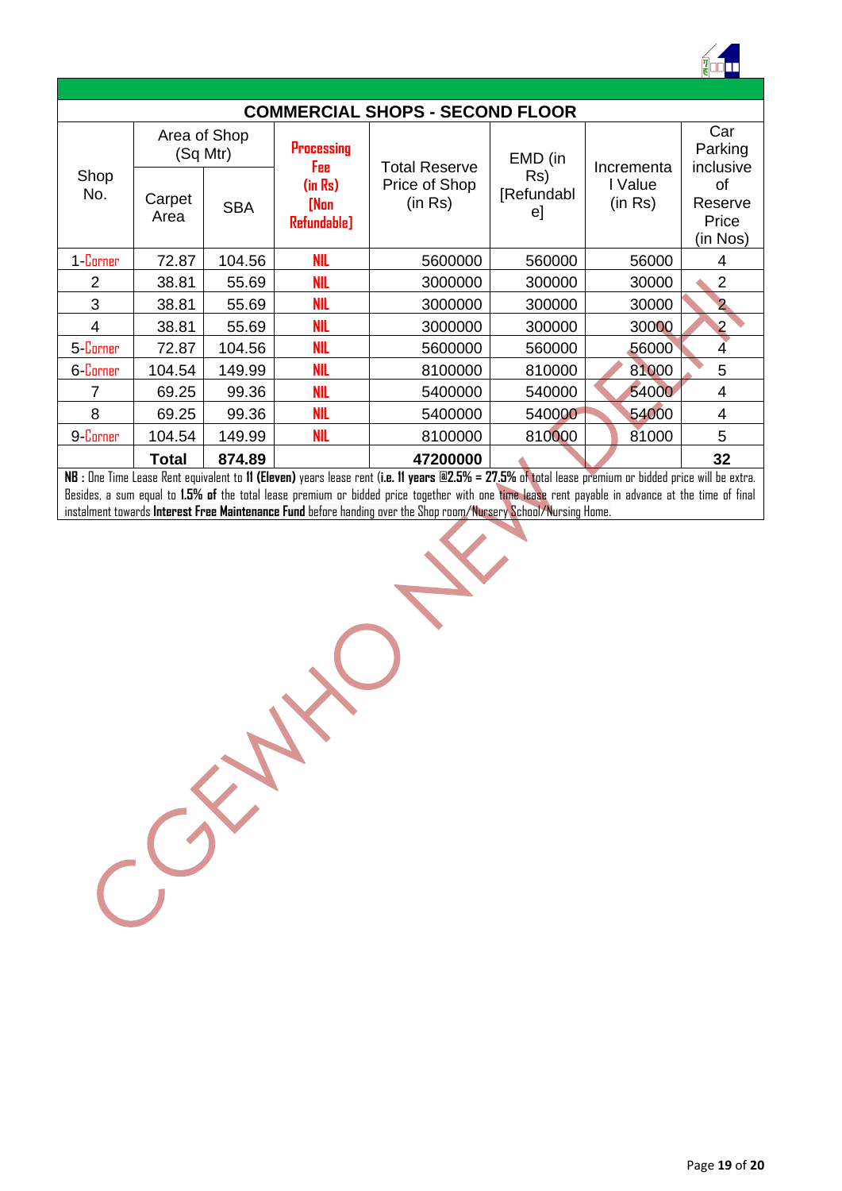## COMMERCIAL SHOPS - SECOND FLOOR

| Shop No. | Area of Shop (Sq Mtr) | | Processing Fee (in Rs) [Non Refundable] | Total Reserve Price of Shop (in Rs) | EMD (in Rs) [Refundable] | Incremental Value (in Rs) | Car Parking inclusive of Reserve Price (in Nos) |
|---|---|---|---|---|---|---|---|
| | Carpet Area | SBA | | | | | |
| 1-Corner | 72.87 | 104.56 | NIL | 5600000 | 560000 | 56000 | 4 |
| 2 | 38.81 | 55.69 | NIL | 3000000 | 300000 | 30000 | 2 |
| 3 | 38.81 | 55.69 | NIL | 3000000 | 300000 | 30000 | 2 |
| 4 | 38.81 | 55.69 | NIL | 3000000 | 300000 | 30000 | 2 |
| 5-Corner | 72.87 | 104.56 | NIL | 5600000 | 560000 | 56000 | 4 |
| 6-Corner | 104.54 | 149.99 | NIL | 8100000 | 810000 | 81000 | 5 |
| 7 | 69.25 | 99.36 | NIL | 5400000 | 540000 | 54000 | 4 |
| 8 | 69.25 | 99.36 | NIL | 5400000 | 540000 | 54000 | 4 |
| 9-Corner | 104.54 | 149.99 | NIL | 8100000 | 810000 | 81000 | 5 |
| | **Total** | **874.89** | | **47200000** | | | **32** |

**NB :** One Time Lease Rent equivalent to **11 (Eleven)** years lease rent (**i.e. 11 years @2.5% = 27.5%** of total lease premium or bidded price will be extra. Besides, a sum equal to **1.5% of** the total lease premium or bidded price together with one time lease rent payable in advance at the time of final instalment towards **Interest Free Maintenance Fund** before handing over the Shop room/Nursery School/Nursing Home.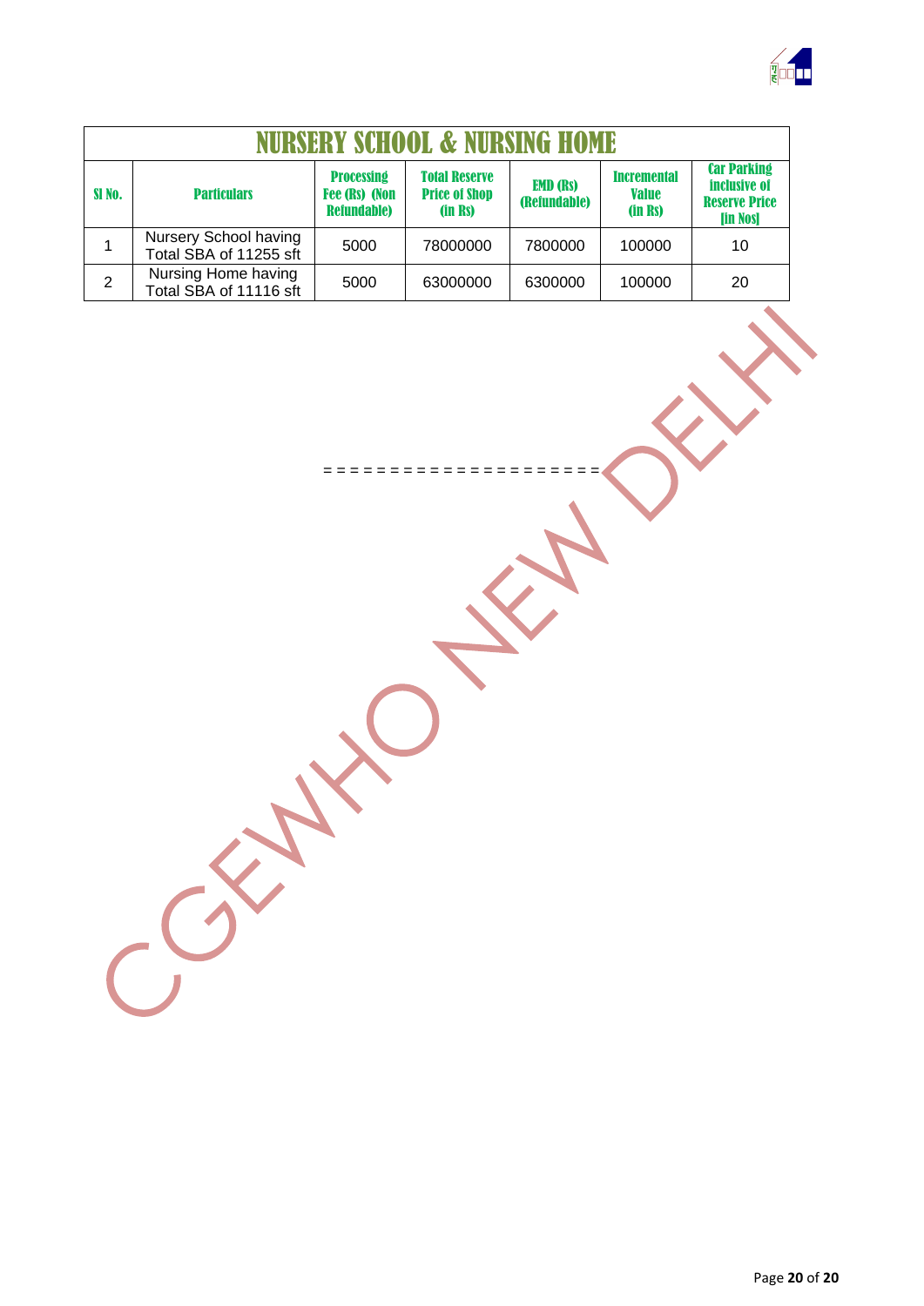| NURSERY SCHOOL & NURSING HOME | | | | | | |
|---|---|---|---|---|---|---|
| Sl No. | Particulars | Processing Fee (Rs) (Non Refundable) | Total Reserve Price of Shop (in Rs) | EMD (Rs) (Refundable) | Incremental Value (in Rs) | Car Parking inclusive of Reserve Price [in Nos] |
| 1 | Nursery School having Total SBA of 11255 sft | 5000 | 78000000 | 7800000 | 100000 | 10 |
| 2 | Nursing Home having Total SBA of 11116 sft | 5000 | 63000000 | 6300000 | 100000 | 20 |

= = = = = = = = = = = = = = = = = = =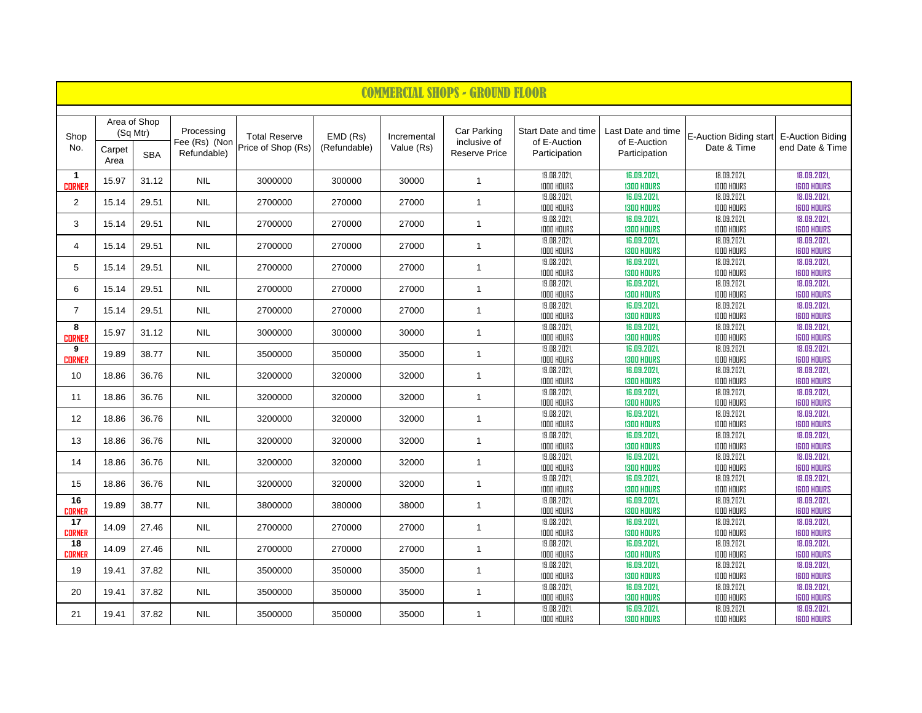# COMMERCIAL SHOPS - GROUND FLOOR

| Shop No. | Area of Shop (Sq Mtr) | | Processing Fee (Rs) (Non Refundable) | Total Reserve Price of Shop (Rs) | EMD (Rs) (Refundable) | Incremental Value (Rs) | Car Parking inclusive of Reserve Price | Start Date and time of E-Auction Participation | Last Date and time of E-Auction Participation | E-Auction Biding start Date & Time | E-Auction Biding end Date & Time |
|---|---|---|---|---|---|---|---|---|---|---|---|
| | Carpet Area | SBA | | | | | | | | | |
| 1 CORNER | 15.97 | 31.12 | NIL | 3000000 | 300000 | 30000 | 1 | 19.08.2021, 1000 HOURS | 16.09.2021, 1300 HOURS | 18.09.2021, 1000 HOURS | 18.09.2021, 1600 HOURS |
| 2 | 15.14 | 29.51 | NIL | 2700000 | 270000 | 27000 | 1 | 19.08.2021, 1000 HOURS | 16.09.2021, 1300 HOURS | 18.09.2021, 1000 HOURS | 18.09.2021, 1600 HOURS |
| 3 | 15.14 | 29.51 | NIL | 2700000 | 270000 | 27000 | 1 | 19.08.2021, 1000 HOURS | 16.09.2021, 1300 HOURS | 18.09.2021, 1000 HOURS | 18.09.2021, 1600 HOURS |
| 4 | 15.14 | 29.51 | NIL | 2700000 | 270000 | 27000 | 1 | 19.08.2021, 1000 HOURS | 16.09.2021, 1300 HOURS | 18.09.2021, 1000 HOURS | 18.09.2021, 1600 HOURS |
| 5 | 15.14 | 29.51 | NIL | 2700000 | 270000 | 27000 | 1 | 19.08.2021, 1000 HOURS | 16.09.2021, 1300 HOURS | 18.09.2021, 1000 HOURS | 18.09.2021, 1600 HOURS |
| 6 | 15.14 | 29.51 | NIL | 2700000 | 270000 | 27000 | 1 | 19.08.2021, 1000 HOURS | 16.09.2021, 1300 HOURS | 18.09.2021, 1000 HOURS | 18.09.2021, 1600 HOURS |
| 7 | 15.14 | 29.51 | NIL | 2700000 | 270000 | 27000 | 1 | 19.08.2021, 1000 HOURS | 16.09.2021, 1300 HOURS | 18.09.2021, 1000 HOURS | 18.09.2021, 1600 HOURS |
| 8 CORNER | 15.97 | 31.12 | NIL | 3000000 | 300000 | 30000 | 1 | 19.08.2021, 1000 HOURS | 16.09.2021, 1300 HOURS | 18.09.2021, 1000 HOURS | 18.09.2021, 1600 HOURS |
| 9 CORNER | 19.89 | 38.77 | NIL | 3500000 | 350000 | 35000 | 1 | 19.08.2021, 1000 HOURS | 16.09.2021, 1300 HOURS | 18.09.2021, 1000 HOURS | 18.09.2021, 1600 HOURS |
| 10 | 18.86 | 36.76 | NIL | 3200000 | 320000 | 32000 | 1 | 19.08.2021, 1000 HOURS | 16.09.2021, 1300 HOURS | 18.09.2021, 1000 HOURS | 18.09.2021, 1600 HOURS |
| 11 | 18.86 | 36.76 | NIL | 3200000 | 320000 | 32000 | 1 | 19.08.2021, 1000 HOURS | 16.09.2021, 1300 HOURS | 18.09.2021, 1000 HOURS | 18.09.2021, 1600 HOURS |
| 12 | 18.86 | 36.76 | NIL | 3200000 | 320000 | 32000 | 1 | 19.08.2021, 1000 HOURS | 16.09.2021, 1300 HOURS | 18.09.2021, 1000 HOURS | 18.09.2021, 1600 HOURS |
| 13 | 18.86 | 36.76 | NIL | 3200000 | 320000 | 32000 | 1 | 19.08.2021, 1000 HOURS | 16.09.2021, 1300 HOURS | 18.09.2021, 1000 HOURS | 18.09.2021, 1600 HOURS |
| 14 | 18.86 | 36.76 | NIL | 3200000 | 320000 | 32000 | 1 | 19.08.2021, 1000 HOURS | 16.09.2021, 1300 HOURS | 18.09.2021, 1000 HOURS | 18.09.2021, 1600 HOURS |
| 15 | 18.86 | 36.76 | NIL | 3200000 | 320000 | 32000 | 1 | 19.08.2021, 1000 HOURS | 16.09.2021, 1300 HOURS | 18.09.2021, 1000 HOURS | 18.09.2021, 1600 HOURS |
| 16 CORNER | 19.89 | 38.77 | NIL | 3800000 | 380000 | 38000 | 1 | 19.08.2021, 1000 HOURS | 16.09.2021, 1300 HOURS | 18.09.2021, 1000 HOURS | 18.09.2021, 1600 HOURS |
| 17 CORNER | 14.09 | 27.46 | NIL | 2700000 | 270000 | 27000 | 1 | 19.08.2021, 1000 HOURS | 16.09.2021, 1300 HOURS | 18.09.2021, 1000 HOURS | 18.09.2021, 1600 HOURS |
| 18 CORNER | 14.09 | 27.46 | NIL | 2700000 | 270000 | 27000 | 1 | 19.08.2021, 1000 HOURS | 16.09.2021, 1300 HOURS | 18.09.2021, 1000 HOURS | 18.09.2021, 1600 HOURS |
| 19 | 19.41 | 37.82 | NIL | 3500000 | 350000 | 35000 | 1 | 19.08.2021, 1000 HOURS | 16.09.2021, 1300 HOURS | 18.09.2021, 1000 HOURS | 18.09.2021, 1600 HOURS |
| 20 | 19.41 | 37.82 | NIL | 3500000 | 350000 | 35000 | 1 | 19.08.2021, 1000 HOURS | 16.09.2021, 1300 HOURS | 18.09.2021, 1000 HOURS | 18.09.2021, 1600 HOURS |
| 21 | 19.41 | 37.82 | NIL | 3500000 | 350000 | 35000 | 1 | 19.08.2021, 1000 HOURS | 16.09.2021, 1300 HOURS | 18.09.2021, 1000 HOURS | 18.09.2021, 1600 HOURS |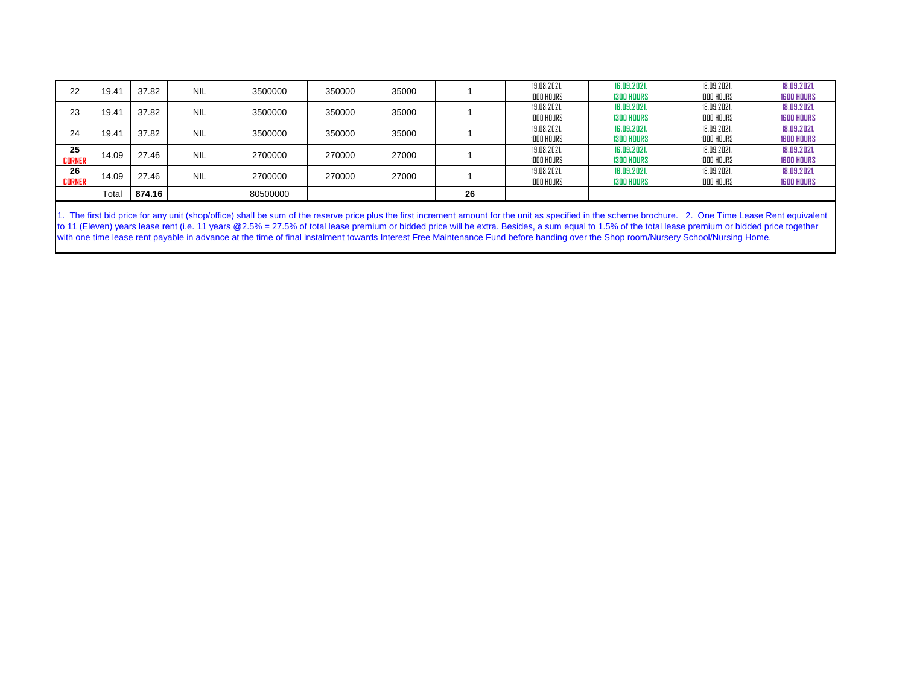| | | | | | | | | | | | |
|---|---|---|---|---|---|---|---|---|---|---|---|
| 22 | 19.41 | 37.82 | NIL | 3500000 | 350000 | 35000 | 1 | 19.08.2021, 1000 HOURS | 16.09.2021, 1300 HOURS | 18.09.2021, 1000 HOURS | 18.09.2021, 1600 HOURS |
| 23 | 19.41 | 37.82 | NIL | 3500000 | 350000 | 35000 | 1 | 19.08.2021, 1000 HOURS | 16.09.2021, 1300 HOURS | 18.09.2021, 1000 HOURS | 18.09.2021, 1600 HOURS |
| 24 | 19.41 | 37.82 | NIL | 3500000 | 350000 | 35000 | 1 | 19.08.2021, 1000 HOURS | 16.09.2021, 1300 HOURS | 18.09.2021, 1000 HOURS | 18.09.2021, 1600 HOURS |
| **25** **CORNER** | 14.09 | 27.46 | NIL | 2700000 | 270000 | 27000 | 1 | 19.08.2021, 1000 HOURS | 16.09.2021, 1300 HOURS | 18.09.2021, 1000 HOURS | 18.09.2021, 1600 HOURS |
| **26** **CORNER** | 14.09 | 27.46 | NIL | 2700000 | 270000 | 27000 | 1 | 19.08.2021, 1000 HOURS | 16.09.2021, 1300 HOURS | 18.09.2021, 1000 HOURS | 18.09.2021, 1600 HOURS |
| | Total | **874.16** | | 80500000 | | | **26** | | | | |

1. The first bid price for any unit (shop/office) shall be sum of the reserve price plus the first increment amount for the unit as specified in the scheme brochure. 2. One Time Lease Rent equivalent to 11 (Eleven) years lease rent (i.e. 11 years @2.5% = 27.5% of total lease premium or bidded price will be extra. Besides, a sum equal to 1.5% of the total lease premium or bidded price together with one time lease rent payable in advance at the time of final instalment towards Interest Free Maintenance Fund before handing over the Shop room/Nursery School/Nursing Home.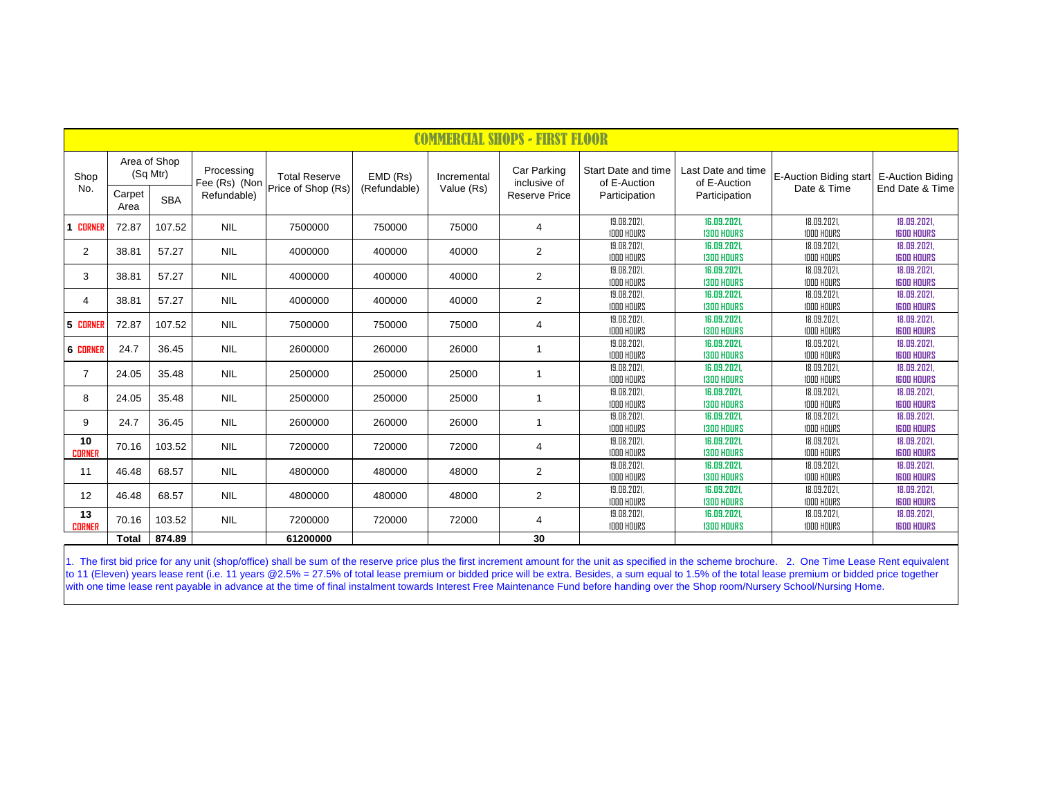| COMMERCIAL SHOPS - FIRST FLOOR | | | | | | | | | | | | |
|---|---|---|---|---|---|---|---|---|---|---|---|---|
| Shop No. | Area of Shop (Sq Mtr) | | Processing Fee (Rs) (Non Refundable) | Total Reserve Price of Shop (Rs) | EMD (Rs) (Refundable) | Incremental Value (Rs) | Car Parking inclusive of Reserve Price | Start Date and time of E-Auction Participation | Last Date and time of E-Auction Participation | E-Auction Biding start Date & Time | E-Auction Biding End Date & Time |
| | Carpet Area | SBA | | | | | | | | | |
| 1 CORNER | 72.87 | 107.52 | NIL | 7500000 | 750000 | 75000 | 4 | 19.08.2021, 1000 HOURS | 16.09.2021, 1300 HOURS | 18.09.2021, 1000 HOURS | 18.09.2021, 1600 HOURS |
| 2 | 38.81 | 57.27 | NIL | 4000000 | 400000 | 40000 | 2 | 19.08.2021, 1000 HOURS | 16.09.2021, 1300 HOURS | 18.09.2021, 1000 HOURS | 18.09.2021, 1600 HOURS |
| 3 | 38.81 | 57.27 | NIL | 4000000 | 400000 | 40000 | 2 | 19.08.2021, 1000 HOURS | 16.09.2021, 1300 HOURS | 18.09.2021, 1000 HOURS | 18.09.2021, 1600 HOURS |
| 4 | 38.81 | 57.27 | NIL | 4000000 | 400000 | 40000 | 2 | 19.08.2021, 1000 HOURS | 16.09.2021, 1300 HOURS | 18.09.2021, 1000 HOURS | 18.09.2021, 1600 HOURS |
| 5 CORNER | 72.87 | 107.52 | NIL | 7500000 | 750000 | 75000 | 4 | 19.08.2021, 1000 HOURS | 16.09.2021, 1300 HOURS | 18.09.2021, 1000 HOURS | 18.09.2021, 1600 HOURS |
| 6 CORNER | 24.7 | 36.45 | NIL | 2600000 | 260000 | 26000 | 1 | 19.08.2021, 1000 HOURS | 16.09.2021, 1300 HOURS | 18.09.2021, 1000 HOURS | 18.09.2021, 1600 HOURS |
| 7 | 24.05 | 35.48 | NIL | 2500000 | 250000 | 25000 | 1 | 19.08.2021, 1000 HOURS | 16.09.2021, 1300 HOURS | 18.09.2021, 1000 HOURS | 18.09.2021, 1600 HOURS |
| 8 | 24.05 | 35.48 | NIL | 2500000 | 250000 | 25000 | 1 | 19.08.2021, 1000 HOURS | 16.09.2021, 1300 HOURS | 18.09.2021, 1000 HOURS | 18.09.2021, 1600 HOURS |
| 9 | 24.7 | 36.45 | NIL | 2600000 | 260000 | 26000 | 1 | 19.08.2021, 1000 HOURS | 16.09.2021, 1300 HOURS | 18.09.2021, 1000 HOURS | 18.09.2021, 1600 HOURS |
| 10 CORNER | 70.16 | 103.52 | NIL | 7200000 | 720000 | 72000 | 4 | 19.08.2021, 1000 HOURS | 16.09.2021, 1300 HOURS | 18.09.2021, 1000 HOURS | 18.09.2021, 1600 HOURS |
| 11 | 46.48 | 68.57 | NIL | 4800000 | 480000 | 48000 | 2 | 19.08.2021, 1000 HOURS | 16.09.2021, 1300 HOURS | 18.09.2021, 1000 HOURS | 18.09.2021, 1600 HOURS |
| 12 | 46.48 | 68.57 | NIL | 4800000 | 480000 | 48000 | 2 | 19.08.2021, 1000 HOURS | 16.09.2021, 1300 HOURS | 18.09.2021, 1000 HOURS | 18.09.2021, 1600 HOURS |
| 13 CORNER | 70.16 | 103.52 | NIL | 7200000 | 720000 | 72000 | 4 | 19.08.2021, 1000 HOURS | 16.09.2021, 1300 HOURS | 18.09.2021, 1000 HOURS | 18.09.2021, 1600 HOURS |
| | Total | 874.89 | | 61200000 | | | 30 | | | | |

1. The first bid price for any unit (shop/office) shall be sum of the reserve price plus the first increment amount for the unit as specified in the scheme brochure. 2. One Time Lease Rent equivalent to 11 (Eleven) years lease rent (i.e. 11 years @2.5% = 27.5% of total lease premium or bidded price will be extra. Besides, a sum equal to 1.5% of the total lease premium or bidded price together with one time lease rent payable in advance at the time of final instalment towards Interest Free Maintenance Fund before handing over the Shop room/Nursery School/Nursing Home.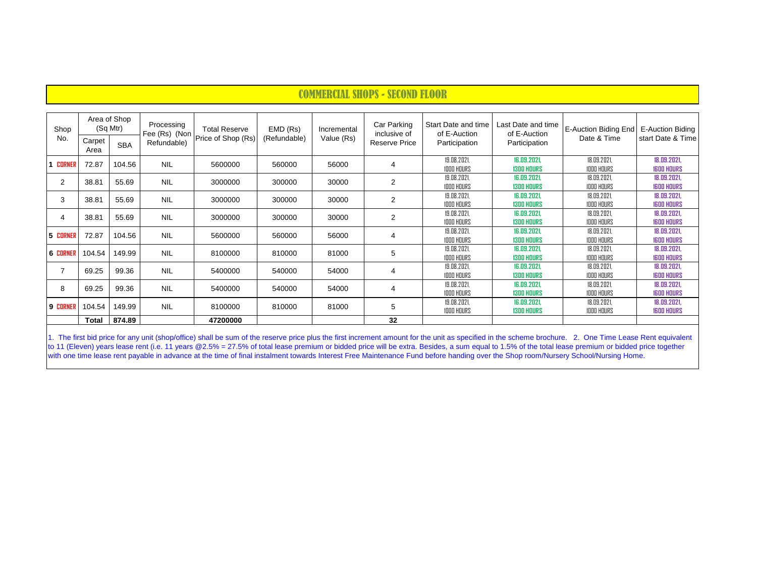# COMMERCIAL SHOPS - SECOND FLOOR

| Shop No. | Area of Shop (Sq Mtr) | | Processing Fee (Rs) (Non Refundable) | Total Reserve Price of Shop (Rs) | EMD (Rs) (Refundable) | Incremental Value (Rs) | Car Parking inclusive of Reserve Price | Start Date and time of E-Auction Participation | Last Date and time of E-Auction Participation | E-Auction Biding End Date & Time | E-Auction Biding start Date & Time |
|---|---|---|---|---|---|---|---|---|---|---|---|
| | Carpet Area | SBA | | | | | | | | | |
| 1 CORNER | 72.87 | 104.56 | NIL | 5600000 | 560000 | 56000 | 4 | 19.08.2021, 1000 HOURS | 16.09.2021, 1300 HOURS | 18.09.2021, 1000 HOURS | 18.09.2021, 1600 HOURS |
| 2 | 38.81 | 55.69 | NIL | 3000000 | 300000 | 30000 | 2 | 19.08.2021, 1000 HOURS | 16.09.2021, 1300 HOURS | 18.09.2021, 1000 HOURS | 18.09.2021, 1600 HOURS |
| 3 | 38.81 | 55.69 | NIL | 3000000 | 300000 | 30000 | 2 | 19.08.2021, 1000 HOURS | 16.09.2021, 1300 HOURS | 18.09.2021, 1000 HOURS | 18.09.2021, 1600 HOURS |
| 4 | 38.81 | 55.69 | NIL | 3000000 | 300000 | 30000 | 2 | 19.08.2021, 1000 HOURS | 16.09.2021, 1300 HOURS | 18.09.2021, 1000 HOURS | 18.09.2021, 1600 HOURS |
| 5 CORNER | 72.87 | 104.56 | NIL | 5600000 | 560000 | 56000 | 4 | 19.08.2021, 1000 HOURS | 16.09.2021, 1300 HOURS | 18.09.2021, 1000 HOURS | 18.09.2021, 1600 HOURS |
| 6 CORNER | 104.54 | 149.99 | NIL | 8100000 | 810000 | 81000 | 5 | 19.08.2021, 1000 HOURS | 16.09.2021, 1300 HOURS | 18.09.2021, 1000 HOURS | 18.09.2021, 1600 HOURS |
| 7 | 69.25 | 99.36 | NIL | 5400000 | 540000 | 54000 | 4 | 19.08.2021, 1000 HOURS | 16.09.2021, 1300 HOURS | 18.09.2021, 1000 HOURS | 18.09.2021, 1600 HOURS |
| 8 | 69.25 | 99.36 | NIL | 5400000 | 540000 | 54000 | 4 | 19.08.2021, 1000 HOURS | 16.09.2021, 1300 HOURS | 18.09.2021, 1000 HOURS | 18.09.2021, 1600 HOURS |
| 9 CORNER | 104.54 | 149.99 | NIL | 8100000 | 810000 | 81000 | 5 | 19.08.2021, 1000 HOURS | 16.09.2021, 1300 HOURS | 18.09.2021, 1000 HOURS | 18.09.2021, 1600 HOURS |
| | **Total** | **874.89** | | **47200000** | | | **32** | | | | |

1. The first bid price for any unit (shop/office) shall be sum of the reserve price plus the first increment amount for the unit as specified in the scheme brochure. 2. One Time Lease Rent equivalent to 11 (Eleven) years lease rent (i.e. 11 years @2.5% = 27.5% of total lease premium or bidded price will be extra. Besides, a sum equal to 1.5% of the total lease premium or bidded price together with one time lease rent payable in advance at the time of final instalment towards Interest Free Maintenance Fund before handing over the Shop room/Nursery School/Nursing Home.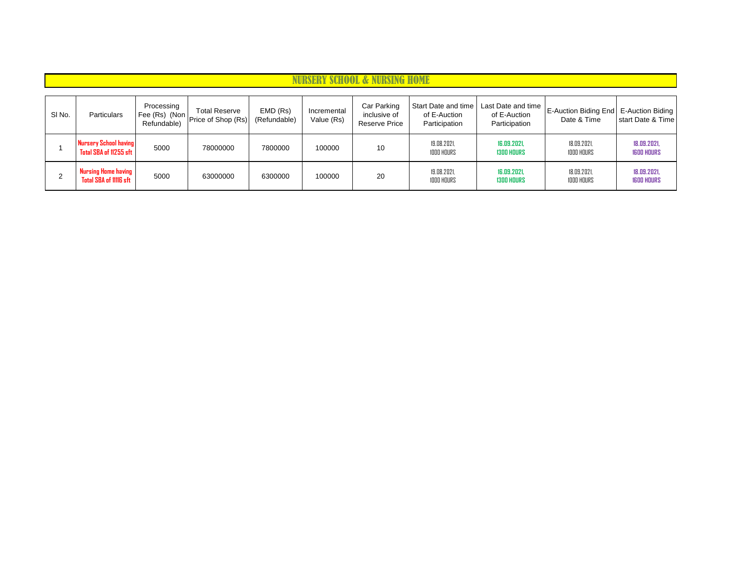# NURSERY SCHOOL & NURSING HOME

| Sl No. | Particulars | Processing Fee (Rs) (Non Refundable) | Total Reserve Price of Shop (Rs) | EMD (Rs) (Refundable) | Incremental Value (Rs) | Car Parking inclusive of Reserve Price | Start Date and time of E-Auction Participation | Last Date and time of E-Auction Participation | E-Auction Biding End Date & Time | E-Auction Biding start Date & Time |
|---|---|---|---|---|---|---|---|---|---|---|
| 1 | **Nursery School having Total SBA of 11255 sft** | 5000 | 78000000 | 7800000 | 100000 | 10 | 19.08.2021, 1000 HOURS | **16.09.2021, 1300 HOURS** | 18.09.2021, 1000 HOURS | **18.09.2021, 1600 HOURS** |
| 2 | **Nursing Home having Total SBA of 11116 sft** | 5000 | 63000000 | 6300000 | 100000 | 20 | 19.08.2021, 1000 HOURS | **16.09.2021, 1300 HOURS** | 18.09.2021, 1000 HOURS | **18.09.2021, 1600 HOURS** |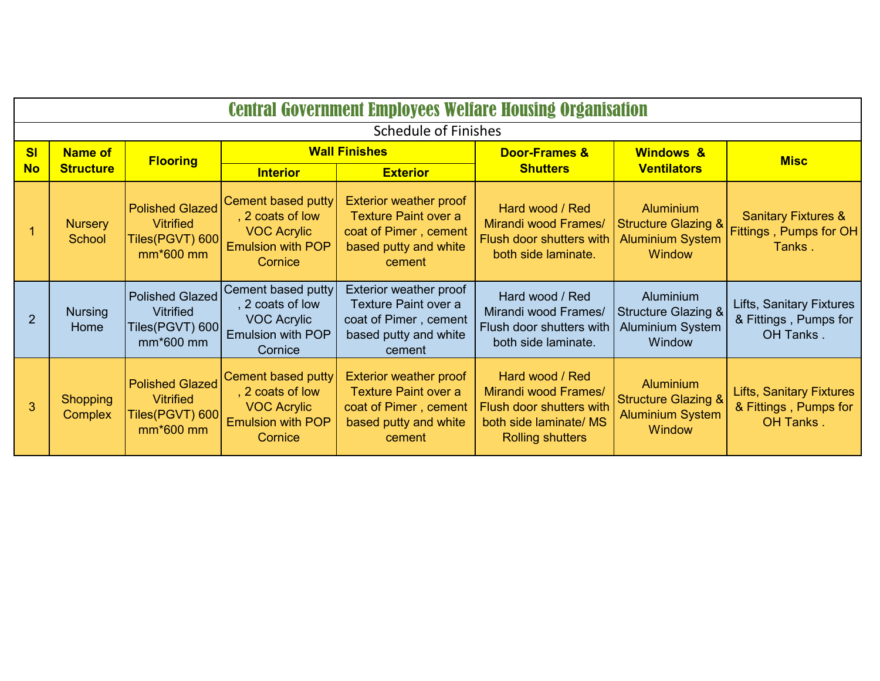# Central Government Employees Welfare Housing Organisation

## Schedule of Finishes

| Sl No | Name of Structure | Flooring | Wall Finishes | | Door-Frames & Shutters | Windows & Ventilators | Misc |
|---|---|---|---|---|---|---|---|
| | | | Interior | Exterior | | | |
| 1 | Nursery School | Polished Glazed Vitrified Tiles(PGVT) 600 mm*600 mm | Cement based putty , 2 coats of low VOC Acrylic Emulsion with POP Cornice | Exterior weather proof Texture Paint over a coat of Pimer , cement based putty and white cement | Hard wood / Red Mirandi wood Frames/ Flush door shutters with both side laminate. | Aluminium Structure Glazing & Aluminium System Window | Sanitary Fixtures & Fittings , Pumps for OH Tanks . |
| 2 | Nursing Home | Polished Glazed Vitrified Tiles(PGVT) 600 mm*600 mm | Cement based putty , 2 coats of low VOC Acrylic Emulsion with POP Cornice | Exterior weather proof Texture Paint over a coat of Pimer , cement based putty and white cement | Hard wood / Red Mirandi wood Frames/ Flush door shutters with both side laminate. | Aluminium Structure Glazing & Aluminium System Window | Lifts, Sanitary Fixtures & Fittings , Pumps for OH Tanks . |
| 3 | Shopping Complex | Polished Glazed Vitrified Tiles(PGVT) 600 mm*600 mm | Cement based putty , 2 coats of low VOC Acrylic Emulsion with POP Cornice | Exterior weather proof Texture Paint over a coat of Pimer , cement based putty and white cement | Hard wood / Red Mirandi wood Frames/ Flush door shutters with both side laminate/ MS Rolling shutters | Aluminium Structure Glazing & Aluminium System Window | Lifts, Sanitary Fixtures & Fittings , Pumps for OH Tanks . |